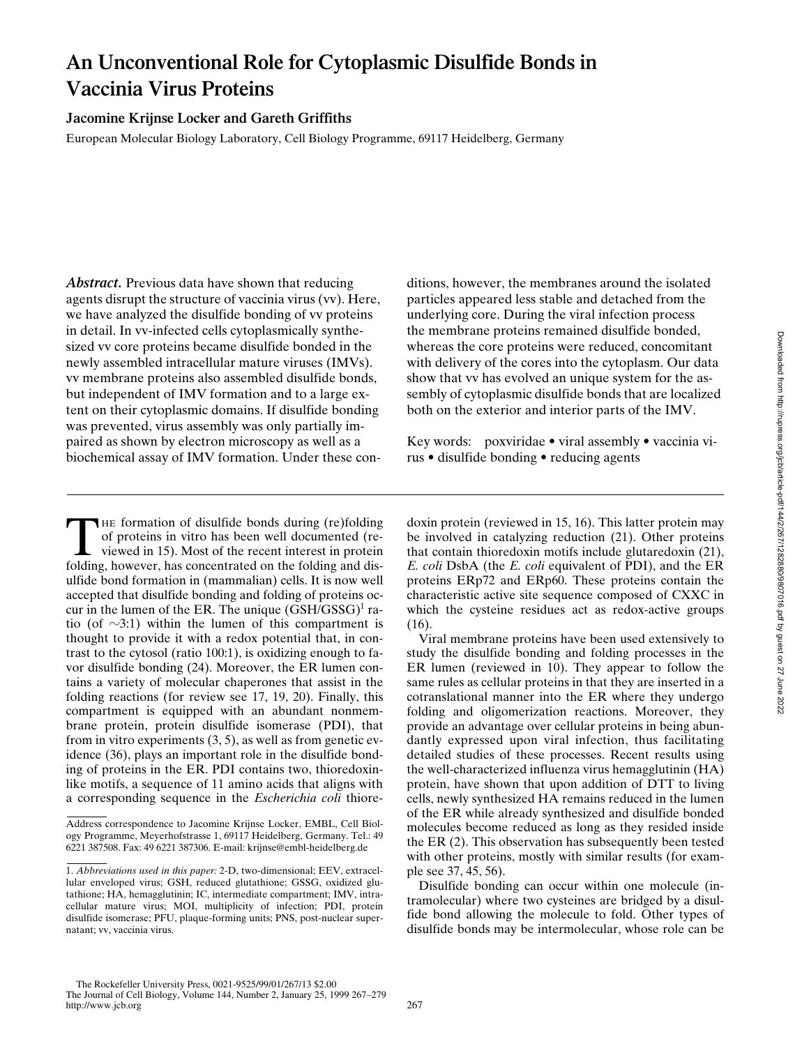# An Unconventional Role for Cytoplasmic Disulfide Bonds in Vaccinia Virus Proteins

**Jacomine Krijnse Locker and Gareth Griffiths**

European Molecular Biology Laboratory, Cell Biology Programme, 69117 Heidelberg, Germany

***Abstract.*** Previous data have shown that reducing agents disrupt the structure of vaccinia virus (vv). Here, we have analyzed the disulfide bonding of vv proteins in detail. In vv-infected cells cytoplasmically synthesized vv core proteins became disulfide bonded in the newly assembled intracellular mature viruses (IMVs). vv membrane proteins also assembled disulfide bonds, but independent of IMV formation and to a large extent on their cytoplasmic domains. If disulfide bonding was prevented, virus assembly was only partially impaired as shown by electron microscopy as well as a biochemical assay of IMV formation. Under these conditions, however, the membranes around the isolated particles appeared less stable and detached from the underlying core. During the viral infection process the membrane proteins remained disulfide bonded, whereas the core proteins were reduced, concomitant with delivery of the cores into the cytoplasm. Our data show that vv has evolved an unique system for the assembly of cytoplasmic disulfide bonds that are localized both on the exterior and interior parts of the IMV.

Key words: poxviridae • viral assembly • vaccinia virus • disulfide bonding • reducing agents

The formation of disulfide bonds during (re)folding of proteins in vitro has been well documented (reviewed in 15). Most of the recent interest in protein folding, however, has concentrated on the folding and disulfide bond formation in (mammalian) cells. It is now well accepted that disulfide bonding and folding of proteins occur in the lumen of the ER. The unique (GSH/GSSG)[1] ratio (of ~3:1) within the lumen of this compartment is thought to provide it with a redox potential that, in contrast to the cytosol (ratio 100:1), is oxidizing enough to favor disulfide bonding (24). Moreover, the ER lumen contains a variety of molecular chaperones that assist in the folding reactions (for review see 17, 19, 20). Finally, this compartment is equipped with an abundant nonmembrane protein, protein disulfide isomerase (PDI), that from in vitro experiments (3, 5), as well as from genetic evidence (36), plays an important role in the disulfide bonding of proteins in the ER. PDI contains two, thioredoxin-like motifs, a sequence of 11 amino acids that aligns with a corresponding sequence in the *Escherichia coli* thioredoxin protein (reviewed in 15, 16). This latter protein may be involved in catalyzing reduction (21). Other proteins that contain thioredoxin motifs include glutaredoxin (21), *E. coli* DsbA (the *E. coli* equivalent of PDI), and the ER proteins ERp72 and ERp60. These proteins contain the characteristic active site sequence composed of CXXC in which the cysteine residues act as redox-active groups (16).

Viral membrane proteins have been used extensively to study the disulfide bonding and folding processes in the ER lumen (reviewed in 10). They appear to follow the same rules as cellular proteins in that they are inserted in a cotranslational manner into the ER where they undergo folding and oligomerization reactions. Moreover, they provide an advantage over cellular proteins in being abundantly expressed upon viral infection, thus facilitating detailed studies of these processes. Recent results using the well-characterized influenza virus hemagglutinin (HA) protein, have shown that upon addition of DTT to living cells, newly synthesized HA remains reduced in the lumen of the ER while already synthesized and disulfide bonded molecules become reduced as long as they resided inside the ER (2). This observation has subsequently been tested with other proteins, mostly with similar results (for example see 37, 45, 56).

Disulfide bonding can occur within one molecule (intramolecular) where two cysteines are bridged by a disulfide bond allowing the molecule to fold. Other types of disulfide bonds may be intermolecular, whose role can be

---

Address correspondence to Jacomine Krijnse Locker, EMBL, Cell Biology Programme, Meyerhofstrasse 1, 69117 Heidelberg, Germany. Tel.: 49 6221 387508. Fax: 49 6221 387306. E-mail: krijnse@embl-heidelberg.de

1. *Abbreviations used in this paper:* 2-D, two-dimensional; EEV, extracellular enveloped virus; GSH, reduced glutathione; GSSG, oxidized glutathione; HA, hemagglutinin; IC, intermediate compartment; IMV, intracellular mature virus; MOI, multiplicity of infection; PDI, protein disulfide isomerase; PFU, plaque-forming units; PNS, post-nuclear supernatant; vv, vaccinia virus.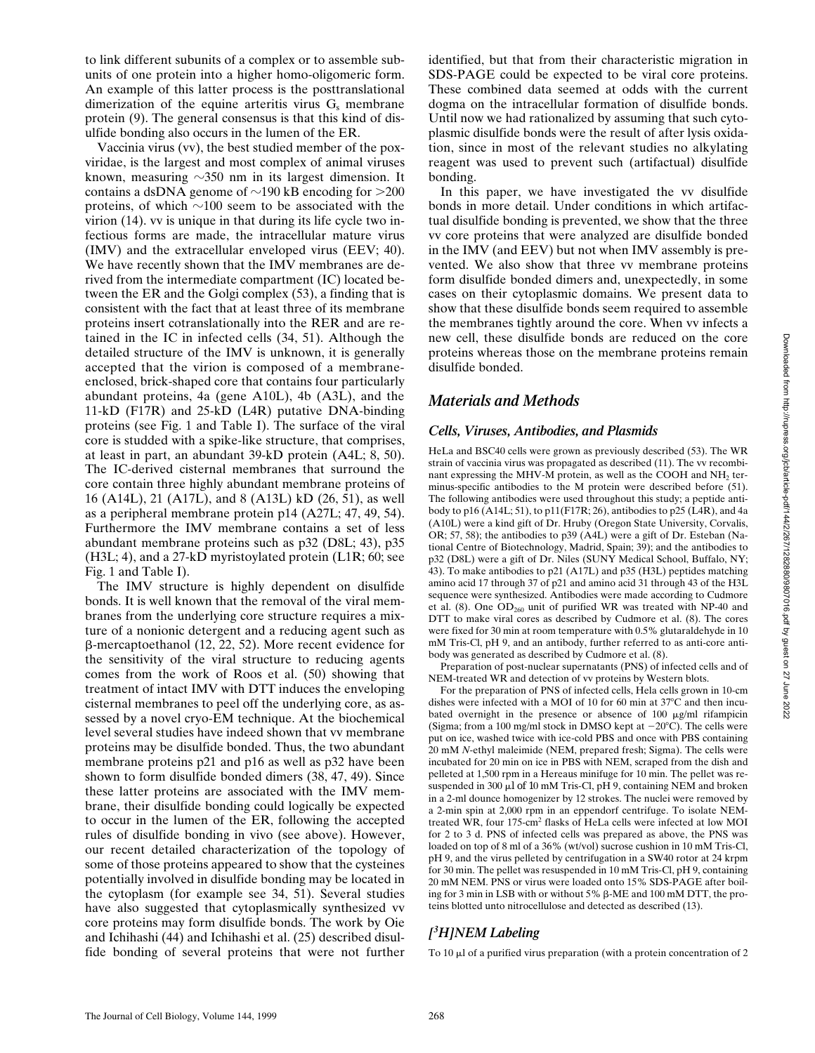to link different subunits of a complex or to assemble subunits of one protein into a higher homo-oligomeric form. An example of this latter process is the posttranslational dimerization of the equine arteritis virus $G_s$ membrane protein (9). The general consensus is that this kind of disulfide bonding also occurs in the lumen of the ER.

Vaccinia virus (vv), the best studied member of the poxviridae, is the largest and most complex of animal viruses known, measuring ~350 nm in its largest dimension. It contains a dsDNA genome of ~190 kB encoding for >200 proteins, of which ~100 seem to be associated with the virion (14). vv is unique in that during its life cycle two infectious forms are made, the intracellular mature virus (IMV) and the extracellular enveloped virus (EEV; 40). We have recently shown that the IMV membranes are derived from the intermediate compartment (IC) located between the ER and the Golgi complex (53), a finding that is consistent with the fact that at least three of its membrane proteins insert cotranslationally into the RER and are retained in the IC in infected cells (34, 51). Although the detailed structure of the IMV is unknown, it is generally accepted that the virion is composed of a membrane-enclosed, brick-shaped core that contains four particularly abundant proteins, 4a (gene A10L), 4b (A3L), and the 11-kD (F17R) and 25-kD (L4R) putative DNA-binding proteins (see Fig. 1 and Table I). The surface of the viral core is studded with a spike-like structure, that comprises, at least in part, an abundant 39-kD protein (A4L; 8, 50). The IC-derived cisternal membranes that surround the core contain three highly abundant membrane proteins of 16 (A14L), 21 (A17L), and 8 (A13L) kD (26, 51), as well as a peripheral membrane protein p14 (A27L; 47, 49, 54). Furthermore the IMV membrane contains a set of less abundant membrane proteins such as p32 (D8L; 43), p35 (H3L; 4), and a 27-kD myristoylated protein (L1R; 60; see Fig. 1 and Table I).

The IMV structure is highly dependent on disulfide bonds. It is well known that the removal of the viral membranes from the underlying core structure requires a mixture of a nonionic detergent and a reducing agent such as β-mercaptoethanol (12, 22, 52). More recent evidence for the sensitivity of the viral structure to reducing agents comes from the work of Roos et al. (50) showing that treatment of intact IMV with DTT induces the enveloping cisternal membranes to peel off the underlying core, as assessed by a novel cryo-EM technique. At the biochemical level several studies have indeed shown that vv membrane proteins may be disulfide bonded. Thus, the two abundant membrane proteins p21 and p16 as well as p32 have been shown to form disulfide bonded dimers (38, 47, 49). Since these latter proteins are associated with the IMV membrane, their disulfide bonding could logically be expected to occur in the lumen of the ER, following the accepted rules of disulfide bonding in vivo (see above). However, our recent detailed characterization of the topology of some of those proteins appeared to show that the cysteines potentially involved in disulfide bonding may be located in the cytoplasm (for example see 34, 51). Several studies have also suggested that cytoplasmically synthesized vv core proteins may form disulfide bonds. The work by Oie and Ichihashi (44) and Ichihashi et al. (25) described disulfide bonding of several proteins that were not further identified, but that from their characteristic migration in SDS-PAGE could be expected to be viral core proteins. These combined data seemed at odds with the current dogma on the intracellular formation of disulfide bonds. Until now we had rationalized by assuming that such cytoplasmic disulfide bonds were the result of after lysis oxidation, since in most of the relevant studies no alkylating reagent was used to prevent such (artifactual) disulfide bonding.

In this paper, we have investigated the vv disulfide bonds in more detail. Under conditions in which artifactual disulfide bonding is prevented, we show that the three vv core proteins that were analyzed are disulfide bonded in the IMV (and EEV) but not when IMV assembly is prevented. We also show that three vv membrane proteins form disulfide bonded dimers and, unexpectedly, in some cases on their cytoplasmic domains. We present data to show that these disulfide bonds seem required to assemble the membranes tightly around the core. When vv infects a new cell, these disulfide bonds are reduced on the core proteins whereas those on the membrane proteins remain disulfide bonded.

## Materials and Methods

### Cells, Viruses, Antibodies, and Plasmids

HeLa and BSC40 cells were grown as previously described (53). The WR strain of vaccinia virus was propagated as described (11). The vv recombinant expressing the MHV-M protein, as well as the COOH and $NH_2$ terminus-specific antibodies to the M protein were described before (51). The following antibodies were used throughout this study; a peptide antibody to p16 (A14L; 51), to p11(F17R; 26), antibodies to p25 (L4R), and 4a (A10L) were a kind gift of Dr. Hruby (Oregon State University, Corvalis, OR; 57, 58); the antibodies to p39 (A4L) were a gift of Dr. Esteban (National Centre of Biotechnology, Madrid, Spain; 39); and the antibodies to p32 (D8L) were a gift of Dr. Niles (SUNY Medical School, Buffalo, NY; 43). To make antibodies to p21 (A17L) and p35 (H3L) peptides matching amino acid 17 through 37 of p21 and amino acid 31 through 43 of the H3L sequence were synthesized. Antibodies were made according to Cudmore et al. (8). One $OD_{260}$ unit of purified WR was treated with NP-40 and DTT to make viral cores as described by Cudmore et al. (8). The cores were fixed for 30 min at room temperature with 0.5% glutaraldehyde in 10 mM Tris-Cl, pH 9, and an antibody, further referred to as anti-core antibody was generated as described by Cudmore et al. (8).

Preparation of post-nuclear supernatants (PNS) of infected cells and of NEM-treated WR and detection of vv proteins by Western blots.

For the preparation of PNS of infected cells, Hela cells grown in 10-cm dishes were infected with a MOI of 10 for 60 min at 37°C and then incubated overnight in the presence or absence of 100 μg/ml rifampicin (Sigma; from a 100 mg/ml stock in DMSO kept at −20°C). The cells were put on ice, washed twice with ice-cold PBS and once with PBS containing 20 mM *N*-ethyl maleimide (NEM, prepared fresh; Sigma). The cells were incubated for 20 min on ice in PBS with NEM, scraped from the dish and pelleted at 1,500 rpm in a Hereaus minifuge for 10 min. The pellet was resuspended in 300 μl of 10 mM Tris-Cl, pH 9, containing NEM and broken in a 2-ml dounce homogenizer by 12 strokes. The nuclei were removed by a 2-min spin at 2,000 rpm in an eppendorf centrifuge. To isolate NEM-treated WR, four 175-$cm^2$ flasks of HeLa cells were infected at low MOI for 2 to 3 d. PNS of infected cells was prepared as above, the PNS was loaded on top of 8 ml of a 36% (wt/vol) sucrose cushion in 10 mM Tris-Cl, pH 9, and the virus pelleted by centrifugation in a SW40 rotor at 24 krpm for 30 min. The pellet was resuspended in 10 mM Tris-Cl, pH 9, containing 20 mM NEM. PNS or virus were loaded onto 15% SDS-PAGE after boiling for 3 min in LSB with or without 5% β-ME and 100 mM DTT, the proteins blotted unto nitrocellulose and detected as described (13).

### [$^3$H]NEM Labeling

To 10 μl of a purified virus preparation (with a protein concentration of 2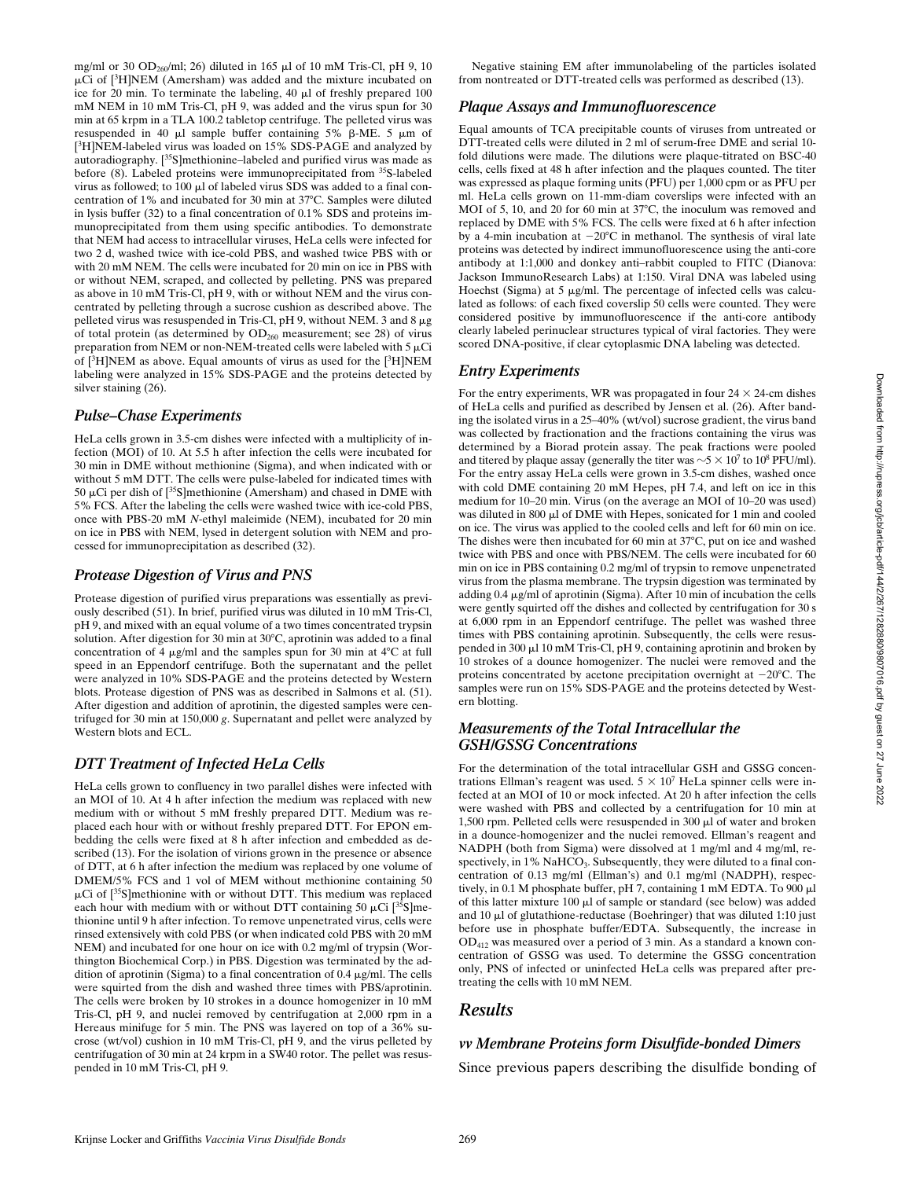mg/ml or 30 $OD_{260}$/ml; 26) diluted in 165 μl of 10 mM Tris-Cl, pH 9, 10 μCi of [$^3$H]NEM (Amersham) was added and the mixture incubated on ice for 20 min. To terminate the labeling, 40 μl of freshly prepared 100 mM NEM in 10 mM Tris-Cl, pH 9, was added and the virus spun for 30 min at 65 krpm in a TLA 100.2 tabletop centrifuge. The pelleted virus was resuspended in 40 μl sample buffer containing 5% β-ME. 5 μm of [$^3$H]NEM-labeled virus was loaded on 15% SDS-PAGE and analyzed by autoradiography. [$^{35}$S]methionine–labeled and purified virus was made as before (8). Labeled proteins were immunoprecipitated from $^{35}$S-labeled virus as followed; to 100 μl of labeled virus SDS was added to a final concentration of 1% and incubated for 30 min at 37°C. Samples were diluted in lysis buffer (32) to a final concentration of 0.1% SDS and proteins immunoprecipitated from them using specific antibodies. To demonstrate that NEM had access to intracellular viruses, HeLa cells were infected for two 2 d, washed twice with ice-cold PBS, and washed twice PBS with or with 20 mM NEM. The cells were incubated for 20 min on ice in PBS with or without NEM, scraped, and collected by pelleting. PNS was prepared as above in 10 mM Tris-Cl, pH 9, with or without NEM and the virus concentrated by pelleting through a sucrose cushion as described above. The pelleted virus was resuspended in Tris-Cl, pH 9, without NEM. 3 and 8 μg of total protein (as determined by $OD_{260}$ measurement; see 28) of virus preparation from NEM or non-NEM-treated cells were labeled with 5 μCi of [$^3$H]NEM as above. Equal amounts of virus as used for the [$^3$H]NEM labeling were analyzed in 15% SDS-PAGE and the proteins detected by silver staining (26).

## *Pulse–Chase Experiments*

HeLa cells grown in 3.5-cm dishes were infected with a multiplicity of infection (MOI) of 10. At 5.5 h after infection the cells were incubated for 30 min in DME without methionine (Sigma), and when indicated with or without 5 mM DTT. The cells were pulse-labeled for indicated times with 50 μCi per dish of [$^{35}$S]methionine (Amersham) and chased in DME with 5% FCS. After the labeling the cells were washed twice with ice-cold PBS, once with PBS-20 mM *N*-ethyl maleimide (NEM), incubated for 20 min on ice in PBS with NEM, lysed in detergent solution with NEM and processed for immunoprecipitation as described (32).

## *Protease Digestion of Virus and PNS*

Protease digestion of purified virus preparations was essentially as previously described (51). In brief, purified virus was diluted in 10 mM Tris-Cl, pH 9, and mixed with an equal volume of a two times concentrated trypsin solution. After digestion for 30 min at 30°C, aprotinin was added to a final concentration of 4 μg/ml and the samples spun for 30 min at 4°C at full speed in an Eppendorf centrifuge. Both the supernatant and the pellet were analyzed in 10% SDS-PAGE and the proteins detected by Western blots. Protease digestion of PNS was as described in Salmons et al. (51). After digestion and addition of aprotinin, the digested samples were centrifuged for 30 min at 150,000 *g*. Supernatant and pellet were analyzed by Western blots and ECL.

## *DTT Treatment of Infected HeLa Cells*

HeLa cells grown to confluency in two parallel dishes were infected with an MOI of 10. At 4 h after infection the medium was replaced with new medium with or without 5 mM freshly prepared DTT. Medium was replaced each hour with or without freshly prepared DTT. For EPON embedding the cells were fixed at 8 h after infection and embedded as described (13). For the isolation of virions grown in the presence or absence of DTT, at 6 h after infection the medium was replaced by one volume of DMEM/5% FCS and 1 vol of MEM without methionine containing 50 μCi of [$^{35}$S]methionine with or without DTT. This medium was replaced each hour with medium with or without DTT containing 50 μCi [$^{35}$S]methionine until 9 h after infection. To remove unpenetrated virus, cells were rinsed extensively with cold PBS (or when indicated cold PBS with 20 mM NEM) and incubated for one hour on ice with 0.2 mg/ml of trypsin (Worthington Biochemical Corp.) in PBS. Digestion was terminated by the addition of aprotinin (Sigma) to a final concentration of 0.4 μg/ml. The cells were squirted from the dish and washed three times with PBS/aprotinin. The cells were broken by 10 strokes in a dounce homogenizer in 10 mM Tris-Cl, pH 9, and nuclei removed by centrifugation at 2,000 rpm in a Hereaus minifuge for 5 min. The PNS was layered on top of a 36% sucrose (wt/vol) cushion in 10 mM Tris-Cl, pH 9, and the virus pelleted by centrifugation of 30 min at 24 krpm in a SW40 rotor. The pellet was resuspended in 10 mM Tris-Cl, pH 9.

Negative staining EM after immunolabeling of the particles isolated from nontreated or DTT-treated cells was performed as described (13).

## *Plaque Assays and Immunofluorescence*

Equal amounts of TCA precipitable counts of viruses from untreated or DTT-treated cells were diluted in 2 ml of serum-free DME and serial 10-fold dilutions were made. The dilutions were plaque-titrated on BSC-40 cells, cells fixed at 48 h after infection and the plaques counted. The titer was expressed as plaque forming units (PFU) per 1,000 cpm or as PFU per ml. HeLa cells grown on 11-mm-diam coverslips were infected with an MOI of 5, 10, and 20 for 60 min at 37°C, the inoculum was removed and replaced by DME with 5% FCS. The cells were fixed at 6 h after infection by a 4-min incubation at −20°C in methanol. The synthesis of viral late proteins was detected by indirect immunofluorescence using the anti-core antibody at 1:1,000 and donkey anti–rabbit coupled to FITC (Dianova: Jackson ImmunoResearch Labs) at 1:150. Viral DNA was labeled using Hoechst (Sigma) at 5 μg/ml. The percentage of infected cells was calculated as follows: of each fixed coverslip 50 cells were counted. They were considered positive by immunofluorescence if the anti-core antibody clearly labeled perinuclear structures typical of viral factories. They were scored DNA-positive, if clear cytoplasmic DNA labeling was detected.

## *Entry Experiments*

For the entry experiments, WR was propagated in four 24 × 24-cm dishes of HeLa cells and purified as described by Jensen et al. (26). After banding the isolated virus in a 25–40% (wt/vol) sucrose gradient, the virus band was collected by fractionation and the fractions containing the virus was determined by a Biorad protein assay. The peak fractions were pooled and titered by plaque assay (generally the titer was ~$5 \times 10^7$ to $10^8$ PFU/ml). For the entry assay HeLa cells were grown in 3.5-cm dishes, washed once with cold DME containing 20 mM Hepes, pH 7.4, and left on ice in this medium for 10–20 min. Virus (on the average an MOI of 10–20 was used) was diluted in 800 μl of DME with Hepes, sonicated for 1 min and cooled on ice. The virus was applied to the cooled cells and left for 60 min on ice. The dishes were then incubated for 60 min at 37°C, put on ice and washed twice with PBS and once with PBS/NEM. The cells were incubated for 60 min on ice in PBS containing 0.2 mg/ml of trypsin to remove unpenetrated virus from the plasma membrane. The trypsin digestion was terminated by adding 0.4 μg/ml of aprotinin (Sigma). After 10 min of incubation the cells were gently squirted off the dishes and collected by centrifugation for 30 s at 6,000 rpm in an Eppendorf centrifuge. The pellet was washed three times with PBS containing aprotinin. Subsequently, the cells were resuspended in 300 μl 10 mM Tris-Cl, pH 9, containing aprotinin and broken by 10 strokes of a dounce homogenizer. The nuclei were removed and the proteins concentrated by acetone precipitation overnight at −20°C. The samples were run on 15% SDS-PAGE and the proteins detected by Western blotting.

## *Measurements of the Total Intracellular the GSH/GSSG Concentrations*

For the determination of the total intracellular GSH and GSSG concentrations Ellman's reagent was used. $5 \times 10^7$ HeLa spinner cells were infected at an MOI of 10 or mock infected. At 20 h after infection the cells were washed with PBS and collected by a centrifugation for 10 min at 1,500 rpm. Pelleted cells were resuspended in 300 μl of water and broken in a dounce-homogenizer and the nuclei removed. Ellman's reagent and NADPH (both from Sigma) were dissolved at 1 mg/ml and 4 mg/ml, respectively, in 1% $NaHCO_3$. Subsequently, they were diluted to a final concentration of 0.13 mg/ml (Ellman's) and 0.1 mg/ml (NADPH), respectively, in 0.1 M phosphate buffer, pH 7, containing 1 mM EDTA. To 900 μl of this latter mixture 100 μl of sample or standard (see below) was added and 10 μl of glutathione-reductase (Boehringer) that was diluted 1:10 just before use in phosphate buffer/EDTA. Subsequently, the increase in $OD_{412}$ was measured over a period of 3 min. As a standard a known concentration of GSSG was used. To determine the GSSG concentration only, PNS of infected or uninfected HeLa cells was prepared after pretreating the cells with 10 mM NEM.

# *Results*

## *vv Membrane Proteins form Disulfide-bonded Dimers*

Since previous papers describing the disulfide bonding of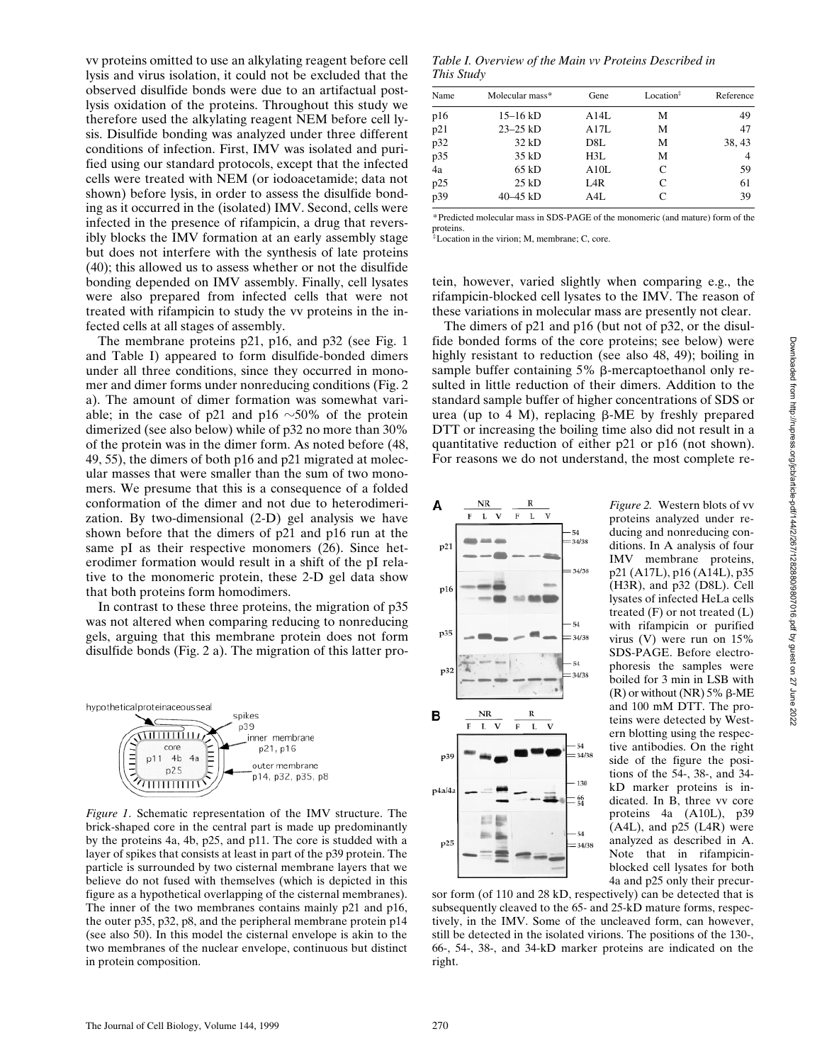vv proteins omitted to use an alkylating reagent before cell lysis and virus isolation, it could not be excluded that the observed disulfide bonds were due to an artifactual post-lysis oxidation of the proteins. Throughout this study we therefore used the alkylating reagent NEM before cell lysis. Disulfide bonding was analyzed under three different conditions of infection. First, IMV was isolated and purified using our standard protocols, except that the infected cells were treated with NEM (or iodoacetamide; data not shown) before lysis, in order to assess the disulfide bonding as it occurred in the (isolated) IMV. Second, cells were infected in the presence of rifampicin, a drug that reversibly blocks the IMV formation at an early assembly stage but does not interfere with the synthesis of late proteins (40); this allowed us to assess whether or not the disulfide bonding depended on IMV assembly. Finally, cell lysates were also prepared from infected cells that were not treated with rifampicin to study the vv proteins in the infected cells at all stages of assembly.

The membrane proteins p21, p16, and p32 (see Fig. 1 and Table I) appeared to form disulfide-bonded dimers under all three conditions, since they occurred in monomer and dimer forms under nonreducing conditions (Fig. 2 a). The amount of dimer formation was somewhat variable; in the case of p21 and p16 ~50% of the protein dimerized (see also below) while of p32 no more than 30% of the protein was in the dimer form. As noted before (48, 49, 55), the dimers of both p16 and p21 migrated at molecular masses that were smaller than the sum of two monomers. We presume that this is a consequence of a folded conformation of the dimer and not due to heterodimerization. By two-dimensional (2-D) gel analysis we have shown before that the dimers of p21 and p16 run at the same pI as their respective monomers (26). Since heterodimer formation would result in a shift of the pI relative to the monomeric protein, these 2-D gel data show that both proteins form homodimers.

In contrast to these three proteins, the migration of p35 was not altered when comparing reducing to nonreducing gels, arguing that this membrane protein does not form disulfide bonds (Fig. 2 a). The migration of this latter protein, however, varied slightly when comparing e.g., the rifampicin-blocked cell lysates to the IMV. The reason of these variations in molecular mass are presently not clear.

*Figure 1*. Schematic representation of the IMV structure. The brick-shaped core in the central part is made up predominantly by the proteins 4a, 4b, p25, and p11. The core is studded with a layer of spikes that consists at least in part of the p39 protein. The particle is surrounded by two cisternal membrane layers that we believe do not fused with themselves (which is depicted in this figure as a hypothetical overlapping of the cisternal membranes). The inner of the two membranes contains mainly p21 and p16, the outer p35, p32, p8, and the peripheral membrane protein p14 (see also 50). In this model the cisternal envelope is akin to the two membranes of the nuclear envelope, continuous but distinct in protein composition.

*Table I. Overview of the Main vv Proteins Described in This Study*

| Name | Molecular mass* | Gene | Location‡ | Reference |
|---|---|---|---|---|
| p16 | 15–16 kD | A14L | M | 49 |
| p21 | 23–25 kD | A17L | M | 47 |
| p32 | 32 kD | D8L | M | 38, 43 |
| p35 | 35 kD | H3L | M | 4 |
| 4a | 65 kD | A10L | C | 59 |
| p25 | 25 kD | L4R | C | 61 |
| p39 | 40–45 kD | A4L | C | 39 |

*Predicted molecular mass in SDS-PAGE of the monomeric (and mature) form of the proteins.
‡Location in the virion; M, membrane; C, core.

The dimers of p21 and p16 (but not of p32, or the disulfide bonded forms of the core proteins; see below) were highly resistant to reduction (see also 48, 49); boiling in sample buffer containing 5% β-mercaptoethanol only resulted in little reduction of their dimers. Addition to the standard sample buffer of higher concentrations of SDS or urea (up to 4 M), replacing β-ME by freshly prepared DTT or increasing the boiling time also did not result in a quantitative reduction of either p21 or p16 (not shown). For reasons we do not understand, the most complete re-

*Figure 2.* Western blots of vv proteins analyzed under reducing and nonreducing conditions. In A analysis of four IMV membrane proteins, p21 (A17L), p16 (A14L), p35 (H3R), and p32 (D8L). Cell lysates of infected HeLa cells treated (F) or not treated (L) with rifampicin or purified virus (V) were run on 15% SDS-PAGE. Before electrophoresis the samples were boiled for 3 min in LSB with (R) or without (NR) 5% β-ME and 100 mM DTT. The proteins were detected by Western blotting using the respective antibodies. On the right side of the figure the positions of the 54-, 38-, and 34-kD marker proteins is indicated. In B, three vv core proteins 4a (A10L), p39 (A4L), and p25 (L4R) were analyzed as described in A. Note that in rifampicin-blocked cell lysates for both 4a and p25 only their precursor form (of 110 and 28 kD, respectively) can be detected that is subsequently cleaved to the 65- and 25-kD mature forms, respectively, in the IMV. Some of the uncleaved form, can however, still be detected in the isolated virions. The positions of the 130-, 66-, 54-, 38-, and 34-kD marker proteins are indicated on the right.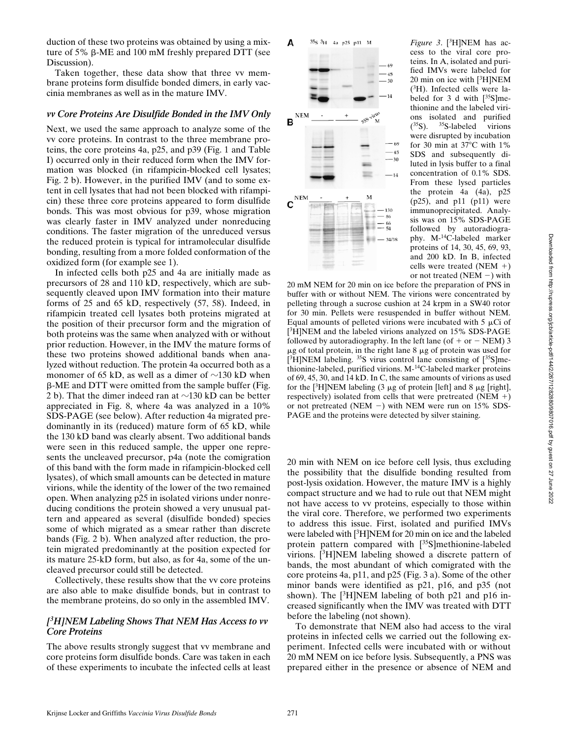duction of these two proteins was obtained by using a mixture of 5% β-ME and 100 mM freshly prepared DTT (see Discussion).

Taken together, these data show that three vv membrane proteins form disulfide bonded dimers, in early vaccinia membranes as well as in the mature IMV.

### *vv Core Proteins Are Disulfide Bonded in the IMV Only*

Next, we used the same approach to analyze some of the vv core proteins. In contrast to the three membrane proteins, the core proteins 4a, p25, and p39 (Fig. 1 and Table I) occurred only in their reduced form when the IMV formation was blocked (in rifampicin-blocked cell lysates; Fig. 2 b). However, in the purified IMV (and to some extent in cell lysates that had not been blocked with rifampicin) these three core proteins appeared to form disulfide bonds. This was most obvious for p39, whose migration was clearly faster in IMV analyzed under nonreducing conditions. The faster migration of the unreduced versus the reduced protein is typical for intramolecular disulfide bonding, resulting from a more folded conformation of the oxidized form (for example see 1).

In infected cells both p25 and 4a are initially made as precursors of 28 and 110 kD, respectively, which are subsequently cleaved upon IMV formation into their mature forms of 25 and 65 kD, respectively (57, 58). Indeed, in rifampicin treated cell lysates both proteins migrated at the position of their precursor form and the migration of both proteins was the same when analyzed with or without prior reduction. However, in the IMV the mature forms of these two proteins showed additional bands when analyzed without reduction. The protein 4a occurred both as a monomer of 65 kD, as well as a dimer of ~130 kD when β-ME and DTT were omitted from the sample buffer (Fig. 2 b). That the dimer indeed ran at ~130 kD can be better appreciated in Fig. 8, where 4a was analyzed in a 10% SDS-PAGE (see below). After reduction 4a migrated predominantly in its (reduced) mature form of 65 kD, while the 130 kD band was clearly absent. Two additional bands were seen in this reduced sample, the upper one represents the uncleaved precursor, p4a (note the comigration of this band with the form made in rifampicin-blocked cell lysates), of which small amounts can be detected in mature virions, while the identity of the lower of the two remained open. When analyzing p25 in isolated virions under nonreducing conditions the protein showed a very unusual pattern and appeared as several (disulfide bonded) species some of which migrated as a smear rather than discrete bands (Fig. 2 b). When analyzed after reduction, the protein migrated predominantly at the position expected for its mature 25-kD form, but also, as for 4a, some of the uncleaved precursor could still be detected.

Collectively, these results show that the vv core proteins are also able to make disulfide bonds, but in contrast to the membrane proteins, do so only in the assembled IMV.

### *[³H]NEM Labeling Shows That NEM Has Access to vv Core Proteins*

The above results strongly suggest that vv membrane and core proteins form disulfide bonds. Care was taken in each of these experiments to incubate the infected cells at least 20 min with NEM on ice before cell lysis, thus excluding the possibility that the disulfide bonding resulted from post-lysis oxidation. However, the mature IMV is a highly compact structure and we had to rule out that NEM might not have access to vv proteins, especially to those within the viral core. Therefore, we performed two experiments to address this issue. First, isolated and purified IMVs were labeled with [³H]NEM for 20 min on ice and the labeled protein pattern compared with [³⁵S]methionine-labeled virions. [³H]NEM labeling showed a discrete pattern of bands, the most abundant of which comigrated with the core proteins 4a, p11, and p25 (Fig. 3 a). Some of the other minor bands were identified as p21, p16, and p35 (not shown). The [³H]NEM labeling of both p21 and p16 increased significantly when the IMV was treated with DTT before the labeling (not shown).

To demonstrate that NEM also had access to the viral proteins in infected cells we carried out the following experiment. Infected cells were incubated with or without 20 mM NEM on ice before lysis. Subsequently, a PNS was prepared either in the presence or absence of NEM and

*Figure 3.* [³H]NEM has access to the viral core proteins. In A, isolated and purified IMVs were labeled for 20 min on ice with [³H]NEM (³H). Infected cells were labeled for 3 d with [³⁵S]methionine and the labeled virions isolated and purified (³⁵S). ³⁵S-labeled virions were disrupted by incubation for 30 min at 37°C with 1% SDS and subsequently diluted in lysis buffer to a final concentration of 0.1% SDS. From these lysed particles the protein 4a (4a), p25 (p25), and p11 (p11) were immunoprecipitated. Analysis was on 15% SDS-PAGE followed by autoradiography. M-¹⁴C-labeled marker proteins of 14, 30, 45, 69, 93, and 200 kD. In B, infected cells were treated (NEM +) or not treated (NEM −) with 20 mM NEM for 20 min on ice before the preparation of PNS in buffer with or without NEM. The virions were concentrated by pelleting through a sucrose cushion at 24 krpm in a SW40 rotor for 30 min. Pellets were resuspended in buffer without NEM. Equal amounts of pelleted virions were incubated with 5 μCi of [³H]NEM and the labeled virions analyzed on 15% SDS-PAGE followed by autoradiography. In the left lane (of + or − NEM) 3 μg of total protein, in the right lane 8 μg of protein was used for [³H]NEM labeling. ³⁵S virus control lane consisting of [³⁵S]methionine-labeled, purified virions. M-¹⁴C-labeled marker proteins of 69, 45, 30, and 14 kD. In C, the same amounts of virions as used for the [³H]NEM labeling (3 μg of protein [left] and 8 μg [right], respectively) isolated from cells that were pretreated (NEM +) or not pretreated (NEM −) with NEM were run on 15% SDS-PAGE and the proteins were detected by silver staining.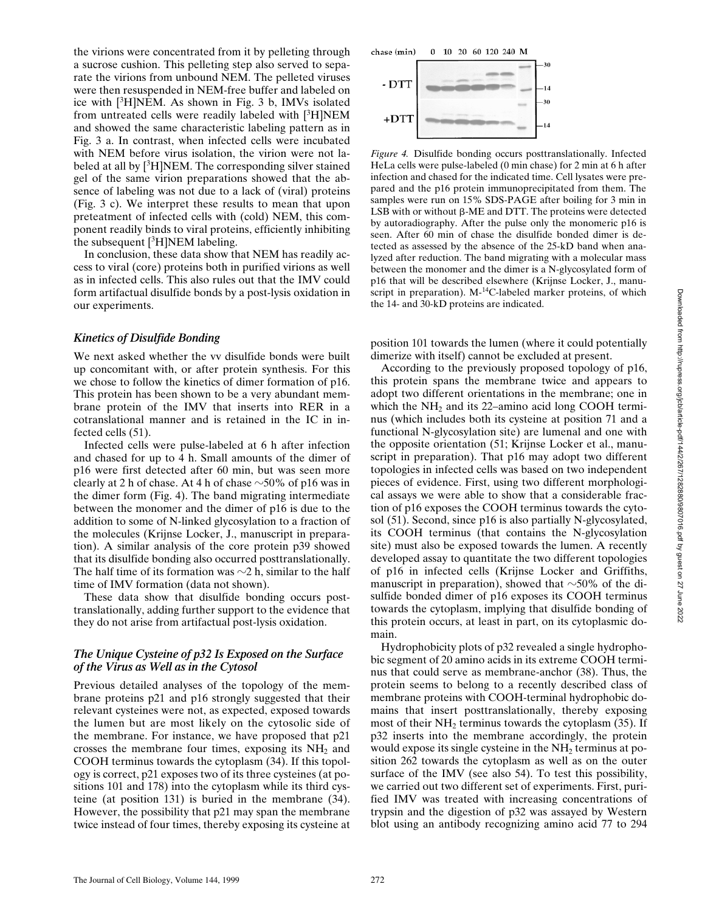the virions were concentrated from it by pelleting through a sucrose cushion. This pelleting step also served to separate the virions from unbound NEM. The pelleted viruses were then resuspended in NEM-free buffer and labeled on ice with [$^3$H]NEM. As shown in Fig. 3 b, IMVs isolated from untreated cells were readily labeled with [$^3$H]NEM and showed the same characteristic labeling pattern as in Fig. 3 a. In contrast, when infected cells were incubated with NEM before virus isolation, the virion were not labeled at all by [$^3$H]NEM. The corresponding silver stained gel of the same virion preparations showed that the absence of labeling was not due to a lack of (viral) proteins (Fig. 3 c). We interpret these results to mean that upon preteatment of infected cells with (cold) NEM, this component readily binds to viral proteins, efficiently inhibiting the subsequent [$^3$H]NEM labeling.

In conclusion, these data show that NEM has readily access to viral (core) proteins both in purified virions as well as in infected cells. This also rules out that the IMV could form artifactual disulfide bonds by a post-lysis oxidation in our experiments.

### *Kinetics of Disulfide Bonding*

We next asked whether the vv disulfide bonds were built up concomitant with, or after protein synthesis. For this we chose to follow the kinetics of dimer formation of p16. This protein has been shown to be a very abundant membrane protein of the IMV that inserts into RER in a cotranslational manner and is retained in the IC in infected cells (51).

Infected cells were pulse-labeled at 6 h after infection and chased for up to 4 h. Small amounts of the dimer of p16 were first detected after 60 min, but was seen more clearly at 2 h of chase. At 4 h of chase ~50% of p16 was in the dimer form (Fig. 4). The band migrating intermediate between the monomer and the dimer of p16 is due to the addition to some of N-linked glycosylation to a fraction of the molecules (Krijnse Locker, J., manuscript in preparation). A similar analysis of the core protein p39 showed that its disulfide bonding also occurred posttranslationally. The half time of its formation was ~2 h, similar to the half time of IMV formation (data not shown).

These data show that disulfide bonding occurs posttranslationally, adding further support to the evidence that they do not arise from artifactual post-lysis oxidation.

### *The Unique Cysteine of p32 Is Exposed on the Surface of the Virus as Well as in the Cytosol*

Previous detailed analyses of the topology of the membrane proteins p21 and p16 strongly suggested that their relevant cysteines were not, as expected, exposed towards the lumen but are most likely on the cytosolic side of the membrane. For instance, we have proposed that p21 crosses the membrane four times, exposing its $NH_2$ and COOH terminus towards the cytoplasm (34). If this topology is correct, p21 exposes two of its three cysteines (at positions 101 and 178) into the cytoplasm while its third cysteine (at position 131) is buried in the membrane (34). However, the possibility that p21 may span the membrane twice instead of four times, thereby exposing its cysteine at position 101 towards the lumen (where it could potentially dimerize with itself) cannot be excluded at present.

*Figure 4.* Disulfide bonding occurs posttranslationally. Infected HeLa cells were pulse-labeled (0 min chase) for 2 min at 6 h after infection and chased for the indicated time. Cell lysates were prepared and the p16 protein immunoprecipitated from them. The samples were run on 15% SDS-PAGE after boiling for 3 min in LSB with or without β-ME and DTT. The proteins were detected by autoradiography. After the pulse only the monomeric p16 is seen. After 60 min of chase the disulfide bonded dimer is detected as assessed by the absence of the 25-kD band when analyzed after reduction. The band migrating with a molecular mass between the monomer and the dimer is a N-glycosylated form of p16 that will be described elsewhere (Krijnse Locker, J., manuscript in preparation). M-$^{14}$C-labeled marker proteins, of which the 14- and 30-kD proteins are indicated.

According to the previously proposed topology of p16, this protein spans the membrane twice and appears to adopt two different orientations in the membrane; one in which the $NH_2$ and its 22–amino acid long COOH terminus (which includes both its cysteine at position 71 and a functional N-glycosylation site) are lumenal and one with the opposite orientation (51; Krijnse Locker et al., manuscript in preparation). That p16 may adopt two different topologies in infected cells was based on two independent pieces of evidence. First, using two different morphological assays we were able to show that a considerable fraction of p16 exposes the COOH terminus towards the cytosol (51). Second, since p16 is also partially N-glycosylated, its COOH terminus (that contains the N-glycosylation site) must also be exposed towards the lumen. A recently developed assay to quantitate the two different topologies of p16 in infected cells (Krijnse Locker and Griffiths, manuscript in preparation), showed that ~50% of the disulfide bonded dimer of p16 exposes its COOH terminus towards the cytoplasm, implying that disulfide bonding of this protein occurs, at least in part, on its cytoplasmic domain.

Hydrophobicity plots of p32 revealed a single hydrophobic segment of 20 amino acids in its extreme COOH terminus that could serve as membrane-anchor (38). Thus, the protein seems to belong to a recently described class of membrane proteins with COOH-terminal hydrophobic domains that insert posttranslationally, thereby exposing most of their $NH_2$ terminus towards the cytoplasm (35). If p32 inserts into the membrane accordingly, the protein would expose its single cysteine in the $NH_2$ terminus at position 262 towards the cytoplasm as well as on the outer surface of the IMV (see also 54). To test this possibility, we carried out two different set of experiments. First, purified IMV was treated with increasing concentrations of trypsin and the digestion of p32 was assayed by Western blot using an antibody recognizing amino acid 77 to 294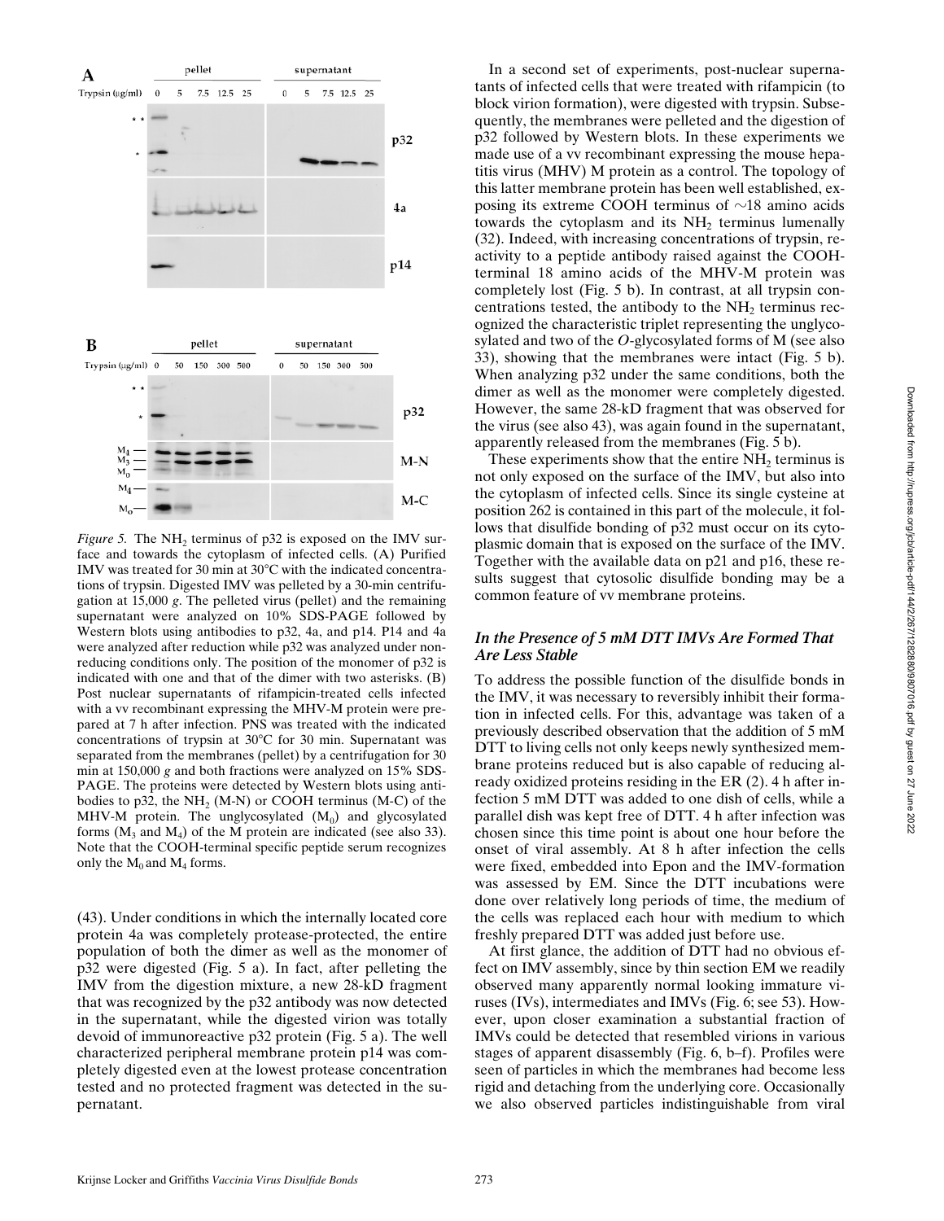*Figure 5.* The $NH_2$ terminus of p32 is exposed on the IMV surface and towards the cytoplasm of infected cells. (A) Purified IMV was treated for 30 min at 30°C with the indicated concentrations of trypsin. Digested IMV was pelleted by a 30-min centrifugation at 15,000 *g*. The pelleted virus (pellet) and the remaining supernatant were analyzed on 10% SDS-PAGE followed by Western blots using antibodies to p32, 4a, and p14. P14 and 4a were analyzed after reduction while p32 was analyzed under nonreducing conditions only. The position of the monomer of p32 is indicated with one and that of the dimer with two asterisks. (B) Post nuclear supernatants of rifampicin-treated cells infected with a vv recombinant expressing the MHV-M protein were prepared at 7 h after infection. PNS was treated with the indicated concentrations of trypsin at 30°C for 30 min. Supernatant was separated from the membranes (pellet) by a centrifugation for 30 min at 150,000 *g* and both fractions were analyzed on 15% SDS-PAGE. The proteins were detected by Western blots using antibodies to p32, the $NH_2$ (M-N) or COOH terminus (M-C) of the MHV-M protein. The unglycosylated ($M_0$) and glycosylated forms ($M_3$ and $M_4$) of the M protein are indicated (see also 33). Note that the COOH-terminal specific peptide serum recognizes only the $M_0$ and $M_4$ forms.

(43). Under conditions in which the internally located core protein 4a was completely protease-protected, the entire population of both the dimer as well as the monomer of p32 were digested (Fig. 5 a). In fact, after pelleting the IMV from the digestion mixture, a new 28-kD fragment that was recognized by the p32 antibody was now detected in the supernatant, while the digested virion was totally devoid of immunoreactive p32 protein (Fig. 5 a). The well characterized peripheral membrane protein p14 was completely digested even at the lowest protease concentration tested and no protected fragment was detected in the supernatant.

In a second set of experiments, post-nuclear supernatants of infected cells that were treated with rifampicin (to block virion formation), were digested with trypsin. Subsequently, the membranes were pelleted and the digestion of p32 followed by Western blots. In these experiments we made use of a vv recombinant expressing the mouse hepatitis virus (MHV) M protein as a control. The topology of this latter membrane protein has been well established, exposing its extreme COOH terminus of ~18 amino acids towards the cytoplasm and its $NH_2$ terminus lumenally (32). Indeed, with increasing concentrations of trypsin, reactivity to a peptide antibody raised against the COOH-terminal 18 amino acids of the MHV-M protein was completely lost (Fig. 5 b). In contrast, at all trypsin concentrations tested, the antibody to the $NH_2$ terminus recognized the characteristic triplet representing the unglycosylated and two of the *O*-glycosylated forms of M (see also 33), showing that the membranes were intact (Fig. 5 b). When analyzing p32 under the same conditions, both the dimer as well as the monomer were completely digested. However, the same 28-kD fragment that was observed for the virus (see also 43), was again found in the supernatant, apparently released from the membranes (Fig. 5 b).

These experiments show that the entire $NH_2$ terminus is not only exposed on the surface of the IMV, but also into the cytoplasm of infected cells. Since its single cysteine at position 262 is contained in this part of the molecule, it follows that disulfide bonding of p32 must occur on its cytoplasmic domain that is exposed on the surface of the IMV. Together with the available data on p21 and p16, these results suggest that cytosolic disulfide bonding may be a common feature of vv membrane proteins.

### *In the Presence of 5 mM DTT IMVs Are Formed That Are Less Stable*

To address the possible function of the disulfide bonds in the IMV, it was necessary to reversibly inhibit their formation in infected cells. For this, advantage was taken of a previously described observation that the addition of 5 mM DTT to living cells not only keeps newly synthesized membrane proteins reduced but is also capable of reducing already oxidized proteins residing in the ER (2). 4 h after infection 5 mM DTT was added to one dish of cells, while a parallel dish was kept free of DTT. 4 h after infection was chosen since this time point is about one hour before the onset of viral assembly. At 8 h after infection the cells were fixed, embedded into Epon and the IMV-formation was assessed by EM. Since the DTT incubations were done over relatively long periods of time, the medium of the cells was replaced each hour with medium to which freshly prepared DTT was added just before use.

At first glance, the addition of DTT had no obvious effect on IMV assembly, since by thin section EM we readily observed many apparently normal looking immature viruses (IVs), intermediates and IMVs (Fig. 6; see 53). However, upon closer examination a substantial fraction of IMVs could be detected that resembled virions in various stages of apparent disassembly (Fig. 6, b–f). Profiles were seen of particles in which the membranes had become less rigid and detaching from the underlying core. Occasionally we also observed particles indistinguishable from viral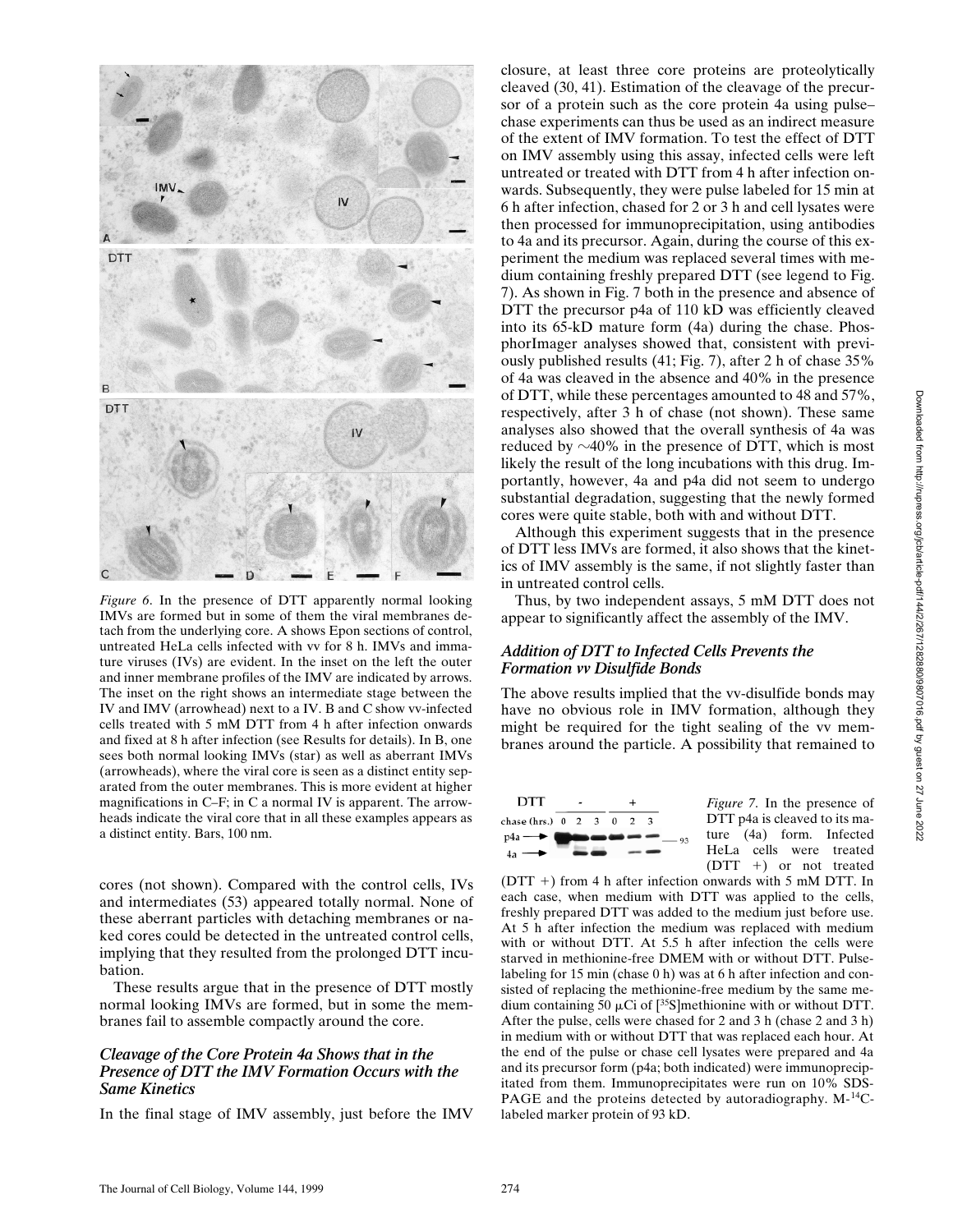*Figure 6*. In the presence of DTT apparently normal looking IMVs are formed but in some of them the viral membranes detach from the underlying core. A shows Epon sections of control, untreated HeLa cells infected with vv for 8 h. IMVs and immature viruses (IVs) are evident. In the inset on the left the outer and inner membrane profiles of the IMV are indicated by arrows. The inset on the right shows an intermediate stage between the IV and IMV (arrowhead) next to a IV. B and C show vv-infected cells treated with 5 mM DTT from 4 h after infection onwards and fixed at 8 h after infection (see Results for details). In B, one sees both normal looking IMVs (star) as well as aberrant IMVs (arrowheads), where the viral core is seen as a distinct entity separated from the outer membranes. This is more evident at higher magnifications in C–F; in C a normal IV is apparent. The arrowheads indicate the viral core that in all these examples appears as a distinct entity. Bars, 100 nm.

cores (not shown). Compared with the control cells, IVs and intermediates (53) appeared totally normal. None of these aberrant particles with detaching membranes or naked cores could be detected in the untreated control cells, implying that they resulted from the prolonged DTT incubation.

These results argue that in the presence of DTT mostly normal looking IMVs are formed, but in some the membranes fail to assemble compactly around the core.

### *Cleavage of the Core Protein 4a Shows that in the Presence of DTT the IMV Formation Occurs with the Same Kinetics*

In the final stage of IMV assembly, just before the IMV closure, at least three core proteins are proteolytically cleaved (30, 41). Estimation of the cleavage of the precursor of a protein such as the core protein 4a using pulse–chase experiments can thus be used as an indirect measure of the extent of IMV formation. To test the effect of DTT on IMV assembly using this assay, infected cells were left untreated or treated with DTT from 4 h after infection onwards. Subsequently, they were pulse labeled for 15 min at 6 h after infection, chased for 2 or 3 h and cell lysates were then processed for immunoprecipitation, using antibodies to 4a and its precursor. Again, during the course of this experiment the medium was replaced several times with medium containing freshly prepared DTT (see legend to Fig. 7). As shown in Fig. 7 both in the presence and absence of DTT the precursor p4a of 110 kD was efficiently cleaved into its 65-kD mature form (4a) during the chase. PhosphorImager analyses showed that, consistent with previously published results (41; Fig. 7), after 2 h of chase 35% of 4a was cleaved in the absence and 40% in the presence of DTT, while these percentages amounted to 48 and 57%, respectively, after 3 h of chase (not shown). These same analyses also showed that the overall synthesis of 4a was reduced by ~40% in the presence of DTT, which is most likely the result of the long incubations with this drug. Importantly, however, 4a and p4a did not seem to undergo substantial degradation, suggesting that the newly formed cores were quite stable, both with and without DTT.

Although this experiment suggests that in the presence of DTT less IMVs are formed, it also shows that the kinetics of IMV assembly is the same, if not slightly faster than in untreated control cells.

Thus, by two independent assays, 5 mM DTT does not appear to significantly affect the assembly of the IMV.

### *Addition of DTT to Infected Cells Prevents the Formation vv Disulfide Bonds*

The above results implied that the vv-disulfide bonds may have no obvious role in IMV formation, although they might be required for the tight sealing of the vv membranes around the particle. A possibility that remained to

*Figure 7*. In the presence of DTT p4a is cleaved to its mature (4a) form. Infected HeLa cells were treated (DTT +) or not treated (DTT −) from 4 h after infection onwards with 5 mM DTT. In each case, when medium with DTT was applied to the cells, freshly prepared DTT was added to the medium just before use. At 5 h after infection the medium was replaced with medium with or without DTT. At 5.5 h after infection the cells were starved in methionine-free DMEM with or without DTT. Pulse-labeling for 15 min (chase 0 h) was at 6 h after infection and consisted of replacing the methionine-free medium by the same medium containing 50 μCi of [$^{35}$S]methionine with or without DTT. After the pulse, cells were chased for 2 and 3 h (chase 2 and 3 h) in medium with or without DTT that was replaced each hour. At the end of the pulse or chase cell lysates were prepared and 4a and its precursor form (p4a; both indicated) were immunoprecipitated from them. Immunoprecipitates were run on 10% SDS-PAGE and the proteins detected by autoradiography. M-$^{14}$C-labeled marker protein of 93 kD.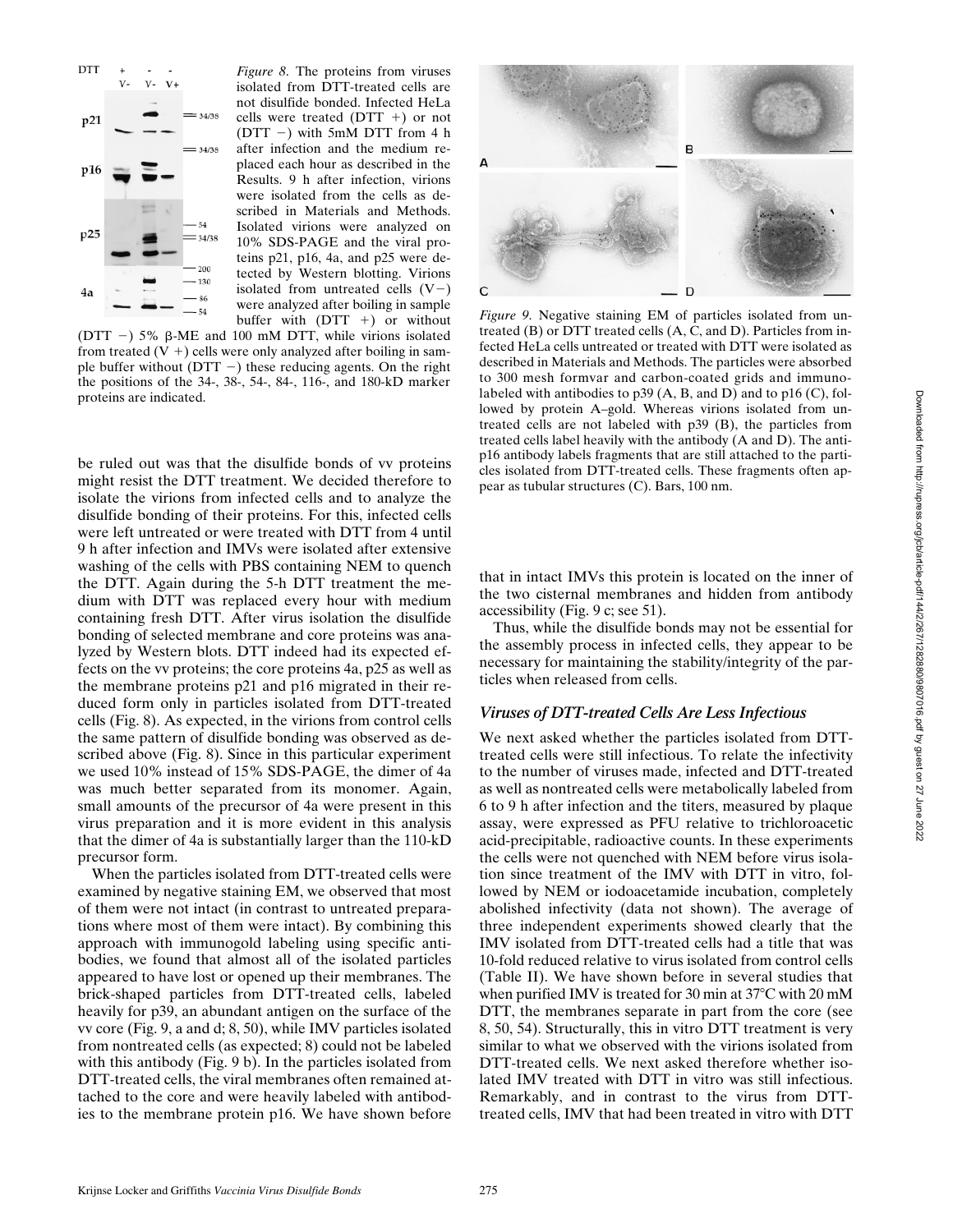*Figure 8.* The proteins from viruses isolated from DTT-treated cells are not disulfide bonded. Infected HeLa cells were treated (DTT +) or not (DTT −) with 5mM DTT from 4 h after infection and the medium replaced each hour as described in the Results. 9 h after infection, virions were isolated from the cells as described in Materials and Methods. Isolated virions were analyzed on 10% SDS-PAGE and the viral proteins p21, p16, 4a, and p25 were detected by Western blotting. Virions isolated from untreated cells (V−) were analyzed after boiling in sample buffer with (DTT +) or without (DTT −) 5% β-ME and 100 mM DTT, while virions isolated from treated (V +) cells were only analyzed after boiling in sample buffer without (DTT −) these reducing agents. On the right the positions of the 34-, 38-, 54-, 84-, 116-, and 180-kD marker proteins are indicated.

*Figure 9.* Negative staining EM of particles isolated from untreated (B) or DTT treated cells (A, C, and D). Particles from infected HeLa cells untreated or treated with DTT were isolated as described in Materials and Methods. The particles were absorbed to 300 mesh formvar and carbon-coated grids and immunolabeled with antibodies to p39 (A, B, and D) and to p16 (C), followed by protein A–gold. Whereas virions isolated from untreated cells are not labeled with p39 (B), the particles from treated cells label heavily with the antibody (A and D). The anti-p16 antibody labels fragments that are still attached to the particles isolated from DTT-treated cells. These fragments often appear as tubular structures (C). Bars, 100 nm.

be ruled out was that the disulfide bonds of vv proteins might resist the DTT treatment. We decided therefore to isolate the virions from infected cells and to analyze the disulfide bonding of their proteins. For this, infected cells were left untreated or were treated with DTT from 4 until 9 h after infection and IMVs were isolated after extensive washing of the cells with PBS containing NEM to quench the DTT. Again during the 5-h DTT treatment the medium with DTT was replaced every hour with medium containing fresh DTT. After virus isolation the disulfide bonding of selected membrane and core proteins was analyzed by Western blots. DTT indeed had its expected effects on the vv proteins; the core proteins 4a, p25 as well as the membrane proteins p21 and p16 migrated in their reduced form only in particles isolated from DTT-treated cells (Fig. 8). As expected, in the virions from control cells the same pattern of disulfide bonding was observed as described above (Fig. 8). Since in this particular experiment we used 10% instead of 15% SDS-PAGE, the dimer of 4a was much better separated from its monomer. Again, small amounts of the precursor of 4a were present in this virus preparation and it is more evident in this analysis that the dimer of 4a is substantially larger than the 110-kD precursor form.

When the particles isolated from DTT-treated cells were examined by negative staining EM, we observed that most of them were not intact (in contrast to untreated preparations where most of them were intact). By combining this approach with immunogold labeling using specific antibodies, we found that almost all of the isolated particles appeared to have lost or opened up their membranes. The brick-shaped particles from DTT-treated cells, labeled heavily for p39, an abundant antigen on the surface of the vv core (Fig. 9, a and d; 8, 50), while IMV particles isolated from nontreated cells (as expected; 8) could not be labeled with this antibody (Fig. 9 b). In the particles isolated from DTT-treated cells, the viral membranes often remained attached to the core and were heavily labeled with antibodies to the membrane protein p16. We have shown before that in intact IMVs this protein is located on the inner of the two cisternal membranes and hidden from antibody accessibility (Fig. 9 c; see 51).

Thus, while the disulfide bonds may not be essential for the assembly process in infected cells, they appear to be necessary for maintaining the stability/integrity of the particles when released from cells.

### *Viruses of DTT-treated Cells Are Less Infectious*

We next asked whether the particles isolated from DTT-treated cells were still infectious. To relate the infectivity to the number of viruses made, infected and DTT-treated as well as nontreated cells were metabolically labeled from 6 to 9 h after infection and the titers, measured by plaque assay, were expressed as PFU relative to trichloroacetic acid-precipitable, radioactive counts. In these experiments the cells were not quenched with NEM before virus isolation since treatment of the IMV with DTT in vitro, followed by NEM or iodoacetamide incubation, completely abolished infectivity (data not shown). The average of three independent experiments showed clearly that the IMV isolated from DTT-treated cells had a title that was 10-fold reduced relative to virus isolated from control cells (Table II). We have shown before in several studies that when purified IMV is treated for 30 min at 37°C with 20 mM DTT, the membranes separate in part from the core (see 8, 50, 54). Structurally, this in vitro DTT treatment is very similar to what we observed with the virions isolated from DTT-treated cells. We next asked therefore whether isolated IMV treated with DTT in vitro was still infectious. Remarkably, and in contrast to the virus from DTT-treated cells, IMV that had been treated in vitro with DTT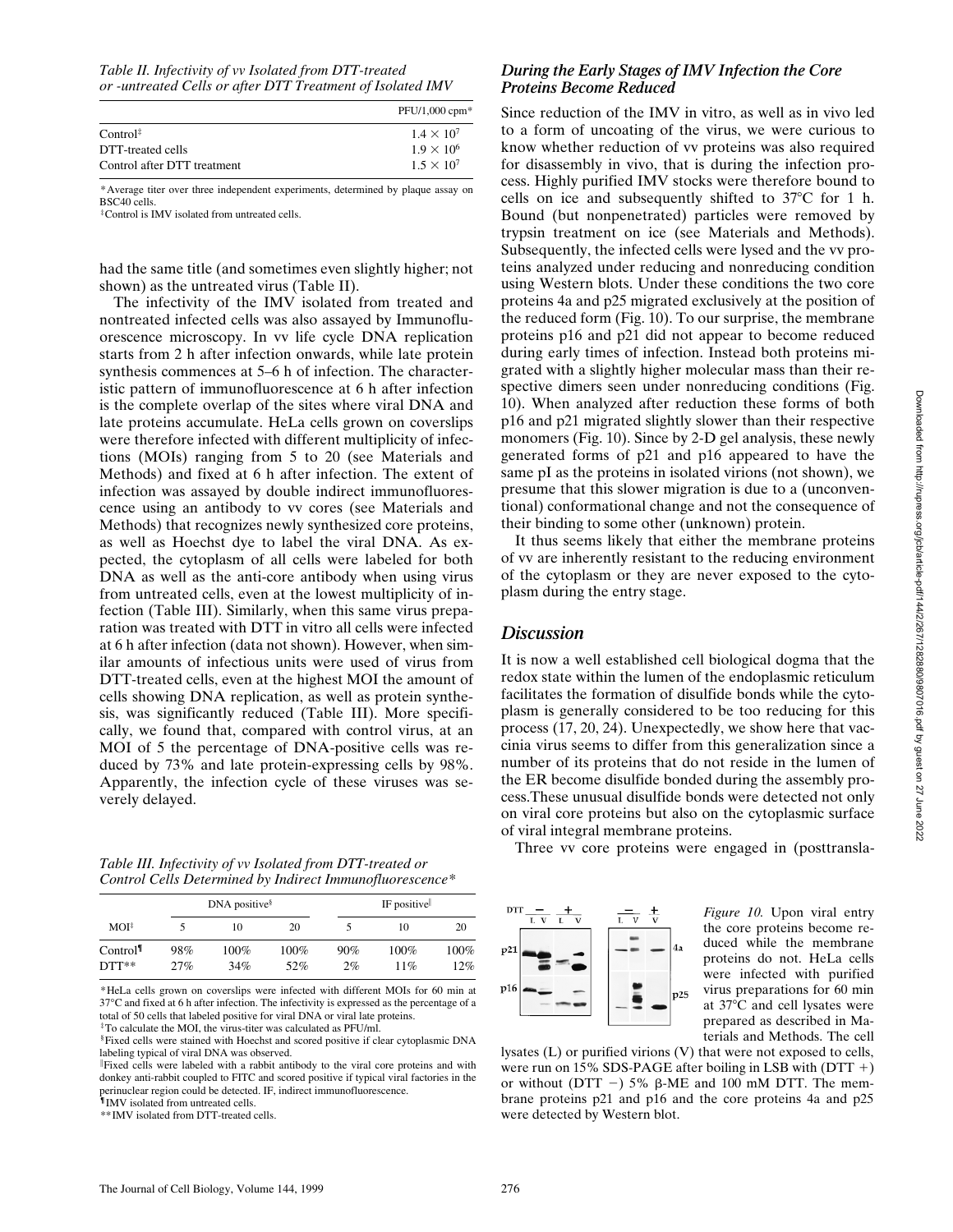*Table II. Infectivity of vv Isolated from DTT-treated or -untreated Cells or after DTT Treatment of Isolated IMV*

| | PFU/1,000 cpm* |
|---|---|
| Control‡ | $1.4 \times 10^7$ |
| DTT-treated cells | $1.9 \times 10^6$ |
| Control after DTT treatment | $1.5 \times 10^7$ |

*Average titer over three independent experiments, determined by plaque assay on BSC40 cells.
‡Control is IMV isolated from untreated cells.

had the same title (and sometimes even slightly higher; not shown) as the untreated virus (Table II).

The infectivity of the IMV isolated from treated and nontreated infected cells was also assayed by Immunofluorescence microscopy. In vv life cycle DNA replication starts from 2 h after infection onwards, while late protein synthesis commences at 5–6 h of infection. The characteristic pattern of immunofluorescence at 6 h after infection is the complete overlap of the sites where viral DNA and late proteins accumulate. HeLa cells grown on coverslips were therefore infected with different multiplicity of infections (MOIs) ranging from 5 to 20 (see Materials and Methods) and fixed at 6 h after infection. The extent of infection was assayed by double indirect immunofluorescence using an antibody to vv cores (see Materials and Methods) that recognizes newly synthesized core proteins, as well as Hoechst dye to label the viral DNA. As expected, the cytoplasm of all cells were labeled for both DNA as well as the anti-core antibody when using virus from untreated cells, even at the lowest multiplicity of infection (Table III). Similarly, when this same virus preparation was treated with DTT in vitro all cells were infected at 6 h after infection (data not shown). However, when similar amounts of infectious units were used of virus from DTT-treated cells, even at the highest MOI the amount of cells showing DNA replication, as well as protein synthesis, was significantly reduced (Table III). More specifically, we found that, compared with control virus, at an MOI of 5 the percentage of DNA-positive cells was reduced by 73% and late protein-expressing cells by 98%. Apparently, the infection cycle of these viruses was severely delayed.

*Table III. Infectivity of vv Isolated from DTT-treated or Control Cells Determined by Indirect Immunofluorescence**

| | DNA positive§ | | | IF positive‖ | | |
|---|---|---|---|---|---|---|
| MOI‡ | 5 | 10 | 20 | 5 | 10 | 20 |
| Control¶ | 98% | 100% | 100% | 90% | 100% | 100% |
| DTT** | 27% | 34% | 52% | 2% | 11% | 12% |

*HeLa cells grown on coverslips were infected with different MOIs for 60 min at 37°C and fixed at 6 h after infection. The infectivity is expressed as the percentage of a total of 50 cells that labeled positive for viral DNA or viral late proteins.
‡To calculate the MOI, the virus-titer was calculated as PFU/ml.
§Fixed cells were stained with Hoechst and scored positive if clear cytoplasmic DNA labeling typical of viral DNA was observed.
‖Fixed cells were labeled with a rabbit antibody to the viral core proteins and with donkey anti-rabbit coupled to FITC and scored positive if typical viral factories in the perinuclear region could be detected. IF, indirect immunofluorescence.
¶IMV isolated from untreated cells.
**IMV isolated from DTT-treated cells.

### *During the Early Stages of IMV Infection the Core Proteins Become Reduced*

Since reduction of the IMV in vitro, as well as in vivo led to a form of uncoating of the virus, we were curious to know whether reduction of vv proteins was also required for disassembly in vivo, that is during the infection process. Highly purified IMV stocks were therefore bound to cells on ice and subsequently shifted to 37°C for 1 h. Bound (but nonpenetrated) particles were removed by trypsin treatment on ice (see Materials and Methods). Subsequently, the infected cells were lysed and the vv proteins analyzed under reducing and nonreducing condition using Western blots. Under these conditions the two core proteins 4a and p25 migrated exclusively at the position of the reduced form (Fig. 10). To our surprise, the membrane proteins p16 and p21 did not appear to become reduced during early times of infection. Instead both proteins migrated with a slightly higher molecular mass than their respective dimers seen under nonreducing conditions (Fig. 10). When analyzed after reduction these forms of both p16 and p21 migrated slightly slower than their respective monomers (Fig. 10). Since by 2-D gel analysis, these newly generated forms of p21 and p16 appeared to have the same pI as the proteins in isolated virions (not shown), we presume that this slower migration is due to a (unconventional) conformational change and not the consequence of their binding to some other (unknown) protein.

It thus seems likely that either the membrane proteins of vv are inherently resistant to the reducing environment of the cytoplasm or they are never exposed to the cytoplasm during the entry stage.

## Discussion

It is now a well established cell biological dogma that the redox state within the lumen of the endoplasmic reticulum facilitates the formation of disulfide bonds while the cytoplasm is generally considered to be too reducing for this process (17, 20, 24). Unexpectedly, we show here that vaccinia virus seems to differ from this generalization since a number of its proteins that do not reside in the lumen of the ER become disulfide bonded during the assembly process. These unusual disulfide bonds were detected not only on viral core proteins but also on the cytoplasmic surface of viral integral membrane proteins.

Three vv core proteins were engaged in (posttransla-

*Figure 10.* Upon viral entry the core proteins become reduced while the membrane proteins do not. HeLa cells were infected with purified virus preparations for 60 min at 37°C and cell lysates were prepared as described in Materials and Methods. The cell lysates (L) or purified virions (V) that were not exposed to cells, were run on 15% SDS-PAGE after boiling in LSB with (DTT +) or without (DTT −) 5% β-ME and 100 mM DTT. The membrane proteins p21 and p16 and the core proteins 4a and p25 were detected by Western blot.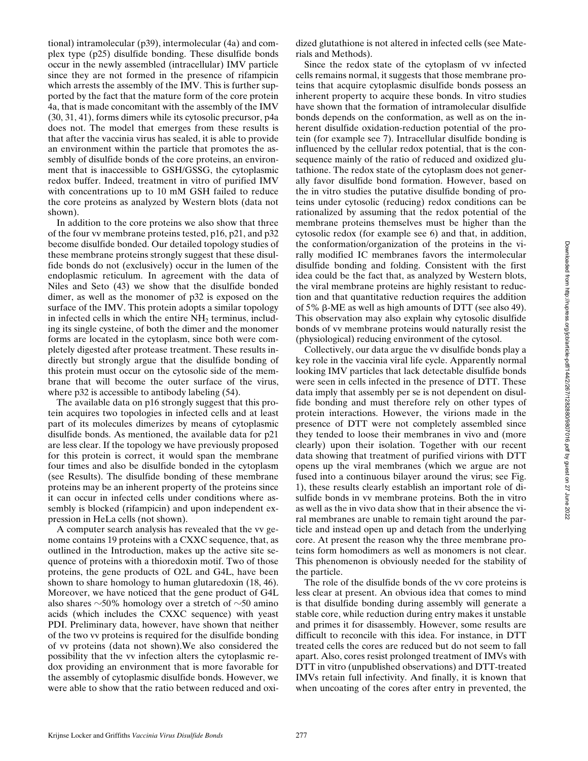tional) intramolecular (p39), intermolecular (4a) and complex type (p25) disulfide bonding. These disulfide bonds occur in the newly assembled (intracellular) IMV particle since they are not formed in the presence of rifampicin which arrests the assembly of the IMV. This is further supported by the fact that the mature form of the core protein 4a, that is made concomitant with the assembly of the IMV (30, 31, 41), forms dimers while its cytosolic precursor, p4a does not. The model that emerges from these results is that after the vaccinia virus has sealed, it is able to provide an environment within the particle that promotes the assembly of disulfide bonds of the core proteins, an environment that is inaccessible to GSH/GSSG, the cytoplasmic redox buffer. Indeed, treatment in vitro of purified IMV with concentrations up to 10 mM GSH failed to reduce the core proteins as analyzed by Western blots (data not shown).

In addition to the core proteins we also show that three of the four vv membrane proteins tested, p16, p21, and p32 become disulfide bonded. Our detailed topology studies of these membrane proteins strongly suggest that these disulfide bonds do not (exclusively) occur in the lumen of the endoplasmic reticulum. In agreement with the data of Niles and Seto (43) we show that the disulfide bonded dimer, as well as the monomer of p32 is exposed on the surface of the IMV. This protein adopts a similar topology in infected cells in which the entire $NH_2$ terminus, including its single cysteine, of both the dimer and the monomer forms are located in the cytoplasm, since both were completely digested after protease treatment. These results indirectly but strongly argue that the disulfide bonding of this protein must occur on the cytosolic side of the membrane that will become the outer surface of the virus, where p32 is accessible to antibody labeling (54).

The available data on p16 strongly suggest that this protein acquires two topologies in infected cells and at least part of its molecules dimerizes by means of cytoplasmic disulfide bonds. As mentioned, the available data for p21 are less clear. If the topology we have previously proposed for this protein is correct, it would span the membrane four times and also be disulfide bonded in the cytoplasm (see Results). The disulfide bonding of these membrane proteins may be an inherent property of the proteins since it can occur in infected cells under conditions where assembly is blocked (rifampicin) and upon independent expression in HeLa cells (not shown).

A computer search analysis has revealed that the vv genome contains 19 proteins with a CXXC sequence, that, as outlined in the Introduction, makes up the active site sequence of proteins with a thioredoxin motif. Two of those proteins, the gene products of O2L and G4L, have been shown to share homology to human glutaredoxin (18, 46). Moreover, we have noticed that the gene product of G4L also shares ~50% homology over a stretch of ~50 amino acids (which includes the CXXC sequence) with yeast PDI. Preliminary data, however, have shown that neither of the two vv proteins is required for the disulfide bonding of vv proteins (data not shown).We also considered the possibility that the vv infection alters the cytoplasmic redox providing an environment that is more favorable for the assembly of cytoplasmic disulfide bonds. However, we were able to show that the ratio between reduced and oxidized glutathione is not altered in infected cells (see Materials and Methods).

Since the redox state of the cytoplasm of vv infected cells remains normal, it suggests that those membrane proteins that acquire cytoplasmic disulfide bonds possess an inherent property to acquire these bonds. In vitro studies have shown that the formation of intramolecular disulfide bonds depends on the conformation, as well as on the inherent disulfide oxidation-reduction potential of the protein (for example see 7). Intracellular disulfide bonding is influenced by the cellular redox potential, that is the consequence mainly of the ratio of reduced and oxidized glutathione. The redox state of the cytoplasm does not generally favor disulfide bond formation. However, based on the in vitro studies the putative disulfide bonding of proteins under cytosolic (reducing) redox conditions can be rationalized by assuming that the redox potential of the membrane proteins themselves must be higher than the cytosolic redox (for example see 6) and that, in addition, the conformation/organization of the proteins in the virally modified IC membranes favors the intermolecular disulfide bonding and folding. Consistent with the first idea could be the fact that, as analyzed by Western blots, the viral membrane proteins are highly resistant to reduction and that quantitative reduction requires the addition of 5% β-ME as well as high amounts of DTT (see also 49). This observation may also explain why cytosolic disulfide bonds of vv membrane proteins would naturally resist the (physiological) reducing environment of the cytosol.

Collectively, our data argue the vv disulfide bonds play a key role in the vaccinia viral life cycle. Apparently normal looking IMV particles that lack detectable disulfide bonds were seen in cells infected in the presence of DTT. These data imply that assembly per se is not dependent on disulfide bonding and must therefore rely on other types of protein interactions. However, the virions made in the presence of DTT were not completely assembled since they tended to loose their membranes in vivo and (more clearly) upon their isolation. Together with our recent data showing that treatment of purified virions with DTT opens up the viral membranes (which we argue are not fused into a continuous bilayer around the virus; see Fig. 1), these results clearly establish an important role of disulfide bonds in vv membrane proteins. Both the in vitro as well as the in vivo data show that in their absence the viral membranes are unable to remain tight around the particle and instead open up and detach from the underlying core. At present the reason why the three membrane proteins form homodimers as well as monomers is not clear. This phenomenon is obviously needed for the stability of the particle.

The role of the disulfide bonds of the vv core proteins is less clear at present. An obvious idea that comes to mind is that disulfide bonding during assembly will generate a stable core, while reduction during entry makes it unstable and primes it for disassembly. However, some results are difficult to reconcile with this idea. For instance, in DTT treated cells the cores are reduced but do not seem to fall apart. Also, cores resist prolonged treatment of IMVs with DTT in vitro (unpublished observations) and DTT-treated IMVs retain full infectivity. And finally, it is known that when uncoating of the cores after entry in prevented, the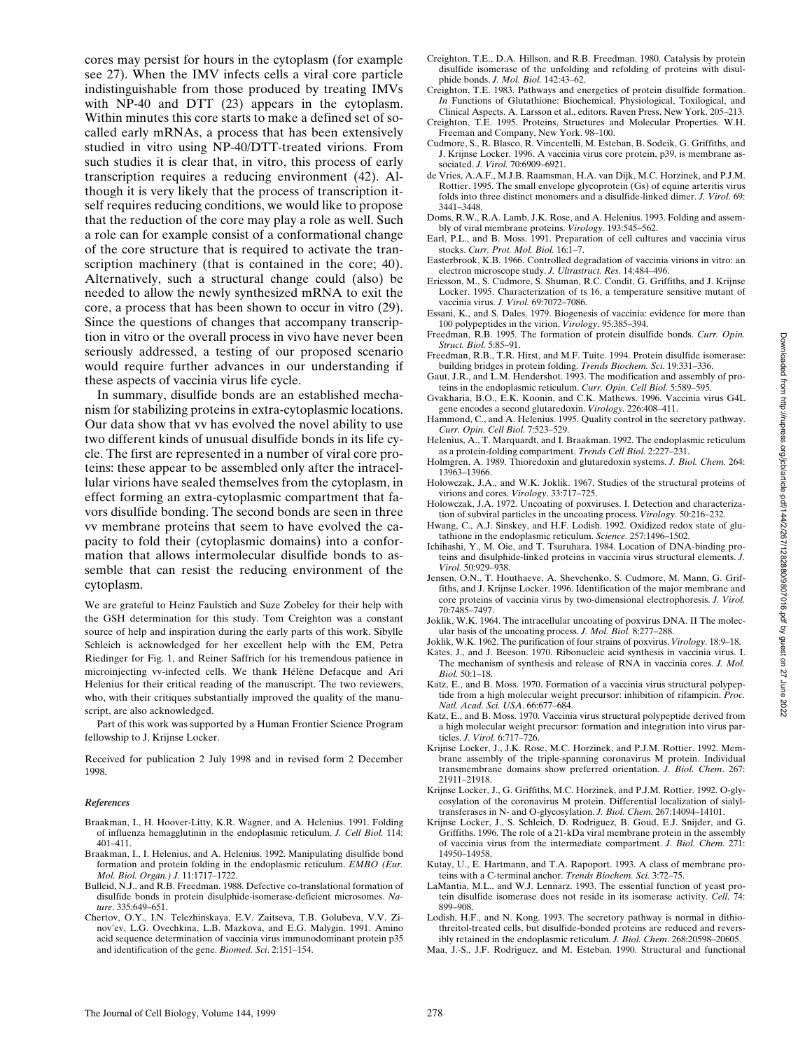cores may persist for hours in the cytoplasm (for example see 27). When the IMV infects cells a viral core particle indistinguishable from those produced by treating IMVs with NP-40 and DTT (23) appears in the cytoplasm. Within minutes this core starts to make a defined set of so-called early mRNAs, a process that has been extensively studied in vitro using NP-40/DTT-treated virions. From such studies it is clear that, in vitro, this process of early transcription requires a reducing environment (42). Although it is very likely that the process of transcription itself requires reducing conditions, we would like to propose that the reduction of the core may play a role as well. Such a role can for example consist of a conformational change of the core structure that is required to activate the transcription machinery (that is contained in the core; 40). Alternatively, such a structural change could (also) be needed to allow the newly synthesized mRNA to exit the core, a process that has been shown to occur in vitro (29). Since the questions of changes that accompany transcription in vitro or the overall process in vivo have never been seriously addressed, a testing of our proposed scenario would require further advances in our understanding if these aspects of vaccinia virus life cycle.

In summary, disulfide bonds are an established mechanism for stabilizing proteins in extra-cytoplasmic locations. Our data show that vv has evolved the novel ability to use two different kinds of unusual disulfide bonds in its life cycle. The first are represented in a number of viral core proteins: these appear to be assembled only after the intracellular virions have sealed themselves from the cytoplasm, in effect forming an extra-cytoplasmic compartment that favors disulfide bonding. The second bonds are seen in three vv membrane proteins that seem to have evolved the capacity to fold their (cytoplasmic domains) into a conformation that allows intermolecular disulfide bonds to assemble that can resist the reducing environment of the cytoplasm.

We are grateful to Heinz Faulstich and Suze Zobeley for their help with the GSH determination for this study. Tom Creighton was a constant source of help and inspiration during the early parts of this work. Sibylle Schleich is acknowledged for her excellent help with the EM, Petra Riedinger for Fig. 1, and Reiner Saffrich for his tremendous patience in microinjecting vv-infected cells. We thank Hélène Defacque and Ari Helenius for their critical reading of the manuscript. The two reviewers, who, with their critiques substantially improved the quality of the manuscript, are also acknowledged.

Part of this work was supported by a Human Frontier Science Program fellowship to J. Krijnse Locker.

Received for publication 2 July 1998 and in revised form 2 December 1998.

### *References*

Braakman, I., H. Hoover-Litty, K.R. Wagner, and A. Helenius. 1991. Folding of influenza hemagglutinin in the endoplasmic reticulum. *J. Cell Biol.* 114: 401–411.

Braakman, I., I. Helenius, and A. Helenius. 1992. Manipulating disulfide bond formation and protein folding in the endoplasmic reticulum. *EMBO (Eur. Mol. Biol. Organ.) J.* 11:1717–1722.

Bulleid, N.J., and R.B. Freedman. 1988. Defective co-translational formation of disulfide bonds in protein disulphide-isomerase-deficient microsomes. *Nature*. 335:649–651.

Chertov, O.Y., I.N. Telezhinskaya, E.V. Zaitseva, T.B. Golubeva, V.V. Zinov'ev, L.G. Ovechkina, L.B. Mazkova, and E.G. Malygin. 1991. Amino acid sequence determination of vaccinia virus immunodominant protein p35 and identification of the gene. *Biomed. Sci*. 2:151–154.

Creighton, T.E., D.A. Hillson, and R.B. Freedman. 1980. Catalysis by protein disulfide isomerase of the unfolding and refolding of proteins with disulphide bonds. *J. Mol. Biol.* 142:43–62.

Creighton, T.E. 1983. Pathways and energetics of protein disulfide formation. *In* Functions of Glutathione: Biochemical, Physiological, Toxilogical, and Clinical Aspects. A. Larsson et al., editors. Raven Press, New York. 205–213.

Creighton, T.E. 1995. Proteins, Structures and Molecular Properties. W.H. Freeman and Company, New York. 98–100.

Cudmore, S., R. Blasco, R. Vincentelli, M. Esteban, B. Sodeik, G. Griffiths, and J. Krijnse Locker. 1996. A vaccinia virus core protein, p39, is membrane associated. *J. Virol.* 70:6909–6921.

de Vries, A.A.F., M.J.B. Raamsman, H.A. van Dijk, M.C. Horzinek, and P.J.M. Rottier. 1995. The small envelope glycoprotein (Gs) of equine arteritis virus folds into three distinct monomers and a disulfide-linked dimer. *J. Virol*. 69: 3441–3448.

Doms, R.W., R.A. Lamb, J.K. Rose, and A. Helenius. 1993. Folding and assembly of viral membrane proteins. *Virology.* 193:545–562.

Earl, P.L., and B. Moss. 1991. Preparation of cell cultures and vaccinia virus stocks. *Curr. Prot. Mol. Biol.* 16:1–7.

Easterbrook, K.B. 1966. Controlled degradation of vaccinia virions in vitro: an electron microscope study. *J. Ultrastruct. Res.* 14:484–496.

Ericsson, M., S. Cudmore, S. Shuman, R.C. Condit, G. Griffiths, and J. Krijnse Locker. 1995. Characterization of ts 16, a temperature sensitive mutant of vaccinia virus. *J. Virol.* 69:7072–7086.

Essani, K., and S. Dales. 1979. Biogenesis of vaccinia: evidence for more than 100 polypeptides in the virion. *Virology*. 95:385–394.

Freedman, R.B. 1995. The formation of protein disulfide bonds. *Curr. Opin. Struct. Biol.* 5:85–91.

Freedman, R.B., T.R. Hirst, and M.F. Tuite. 1994. Protein disulfide isomerase: building bridges in protein folding. *Trends Biochem. Sci.* 19:331–336.

Gaut, J.R., and L.M. Hendershot. 1993. The modification and assembly of proteins in the endoplasmic reticulum. *Curr. Opin. Cell Biol.* 5:589–595.

Gvakharia, B.O., E.K. Koonin, and C.K. Mathews. 1996. Vaccinia virus G4L gene encodes a second glutaredoxin. *Virology.* 226:408–411.

Hammond, C., and A. Helenius. 1995. Quality control in the secretory pathway. *Curr. Opin. Cell Biol.* 7:523–529.

Helenius, A., T. Marquardt, and I. Braakman. 1992. The endoplasmic reticulum as a protein-folding compartment. *Trends Cell Biol.* 2:227–231.

Holmgren, A. 1989. Thioredoxin and glutaredoxin systems. *J. Biol. Chem.* 264: 13963–13966.

Holowczak, J.A., and W.K. Joklik. 1967. Studies of the structural proteins of virions and cores. *Virology*. 33:717–725.

Holowczak, J.A. 1972. Uncoating of poxviruses. I. Detection and characterization of subviral particles in the uncoating process. *Virology*. 50:216–232.

Hwang, C., A.J. Sinskey, and H.F. Lodish. 1992. Oxidized redox state of glutathione in the endoplasmic reticulum. *Science.* 257:1496–1502.

Ichihashi, Y., M. Oie, and T. Tsuruhara. 1984. Location of DNA-binding proteins and disulphide-linked proteins in vaccinia virus structural elements. *J. Virol.* 50:929–938.

Jensen, O.N., T. Houthaeve, A. Shevchenko, S. Cudmore, M. Mann, G. Griffiths, and J. Krijnse Locker. 1996. Identification of the major membrane and core proteins of vaccinia virus by two-dimensional electrophoresis. *J. Virol.* 70:7485–7497.

Joklik, W.K. 1964. The intracellular uncoating of poxvirus DNA. II The molecular basis of the uncoating process. *J. Mol. Biol.* 8:277–288.

Joklik, W.K. 1962. The purification of four strains of poxvirus. *Virology*. 18:9–18.

Kates, J., and J. Beeson. 1970. Ribonucleic acid synthesis in vaccinia virus. I. The mechanism of synthesis and release of RNA in vaccinia cores. *J. Mol. Biol.* 50:1–18.

Katz, E., and B. Moss. 1970. Formation of a vaccinia virus structural polypeptide from a high molecular weight precursor: inhibition of rifampicin. *Proc. Natl. Acad. Sci. USA*. 66:677–684.

Katz, E., and B. Moss. 1970. Vaccinia virus structural polypeptide derived from a high molecular weight precursor: formation and integration into virus particles. *J. Virol.* 6:717–726.

Krijnse Locker, J., J.K. Rose, M.C. Horzinek, and P.J.M. Rottier. 1992. Membrane assembly of the triple-spanning coronavirus M protein. Individual transmembrane domains show preferred orientation. *J. Biol. Chem*. 267: 21911–21918.

Krijnse Locker, J., G. Griffiths, M.C. Horzinek, and P.J.M. Rottier. 1992. O-glycosylation of the coronavirus M protein. Differential localization of sialyltransferases in N- and O-glycosylation. *J. Biol. Chem.* 267:14094–14101.

Krijnse Locker, J., S. Schleich, D. Rodriguez, B. Goud, E.J. Snijder, and G. Griffiths. 1996. The role of a 21-kDa viral membrane protein in the assembly of vaccinia virus from the intermediate compartment. *J. Biol. Chem.* 271: 14950–14958.

Kutay, U., E. Hartmann, and T.A. Rapoport. 1993. A class of membrane proteins with a C-terminal anchor. *Trends Biochem. Sci.* 3:72–75.

LaMantia, M.L., and W.J. Lennarz. 1993. The essential function of yeast protein disulfide isomerase does not reside in its isomerase activity. *Cell*. 74: 899–908.

Lodish, H.F., and N. Kong. 1993. The secretory pathway is normal in dithiothreitol-treated cells, but disulfide-bonded proteins are reduced and reversibly retained in the endoplasmic reticulum. *J. Biol. Chem*. 268:20598–20605.

Maa, J.-S., J.F. Rodriguez, and M. Esteban. 1990. Structural and functional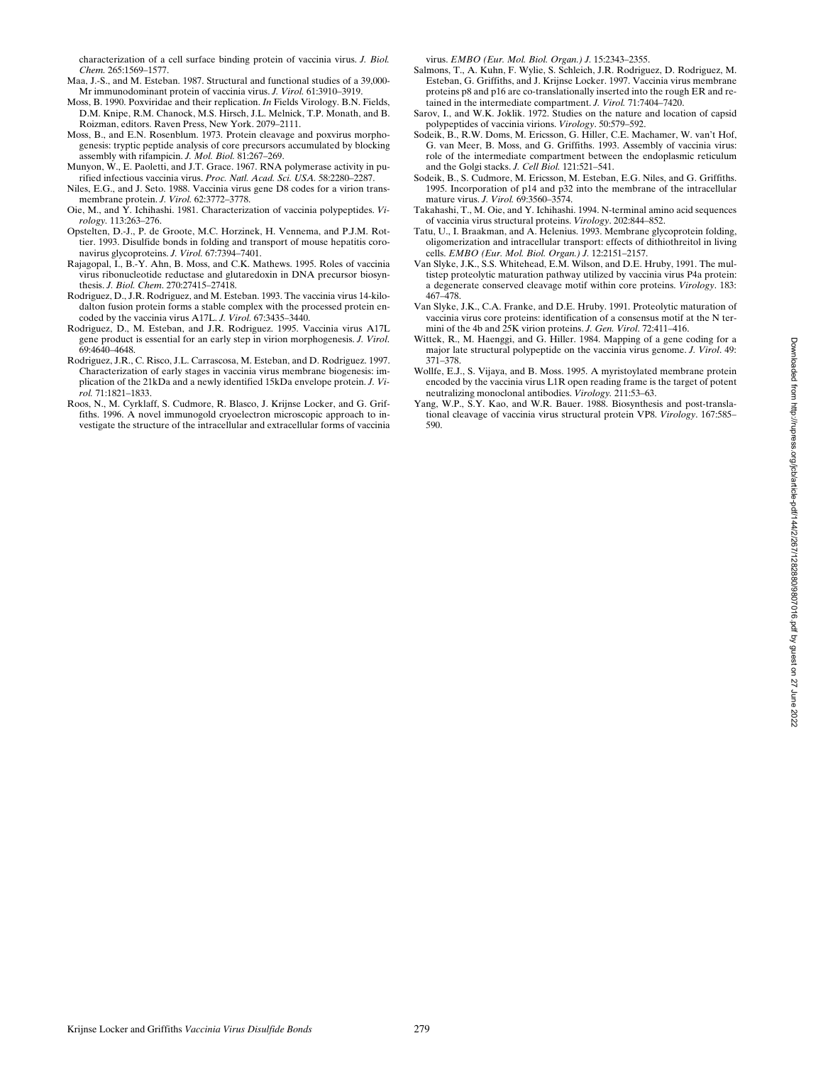characterization of a cell surface binding protein of vaccinia virus. *J. Biol. Chem.* 265:1569–1577.

Maa, J.-S., and M. Esteban. 1987. Structural and functional studies of a 39,000-Mr immunodominant protein of vaccinia virus. *J. Virol.* 61:3910–3919.

Moss, B. 1990. Poxviridae and their replication. *In* Fields Virology. B.N. Fields, D.M. Knipe, R.M. Chanock, M.S. Hirsch, J.L. Melnick, T.P. Monath, and B. Roizman, editors. Raven Press, New York. 2079–2111.

Moss, B., and E.N. Rosenblum. 1973. Protein cleavage and poxvirus morphogenesis: tryptic peptide analysis of core precursors accumulated by blocking assembly with rifampicin. *J. Mol. Biol.* 81:267–269.

Munyon, W., E. Paoletti, and J.T. Grace. 1967. RNA polymerase activity in purified infectious vaccinia virus. *Proc. Natl. Acad. Sci. USA.* 58:2280–2287.

Niles, E.G., and J. Seto. 1988. Vaccinia virus gene D8 codes for a virion transmembrane protein. *J. Virol.* 62:3772–3778.

Oie, M., and Y. Ichihashi. 1981. Characterization of vaccinia polypeptides. *Virology.* 113:263–276.

Opstelten, D.-J., P. de Groote, M.C. Horzinek, H. Vennema, and P.J.M. Rottier. 1993. Disulfide bonds in folding and transport of mouse hepatitis coronavirus glycoproteins. *J. Virol.* 67:7394–7401.

Rajagopal, I., B.-Y. Ahn, B. Moss, and C.K. Mathews. 1995. Roles of vaccinia virus ribonucleotide reductase and glutaredoxin in DNA precursor biosynthesis. *J. Biol. Chem.* 270:27415–27418.

Rodriguez, D., J.R. Rodriguez, and M. Esteban. 1993. The vaccinia virus 14-kilodalton fusion protein forms a stable complex with the processed protein encoded by the vaccinia virus A17L. *J. Virol.* 67:3435–3440.

Rodriguez, D., M. Esteban, and J.R. Rodriguez. 1995. Vaccinia virus A17L gene product is essential for an early step in virion morphogenesis. *J. Virol.* 69:4640–4648.

Rodriguez, J.R., C. Risco, J.L. Carrascosa, M. Esteban, and D. Rodriguez. 1997. Characterization of early stages in vaccinia virus membrane biogenesis: implication of the 21kDa and a newly identified 15kDa envelope protein. *J. Virol.* 71:1821–1833.

Roos, N., M. Cyrklaff, S. Cudmore, R. Blasco, J. Krijnse Locker, and G. Griffiths. 1996. A novel immunogold cryoelectron microscopic approach to investigate the structure of the intracellular and extracellular forms of vaccinia virus. *EMBO (Eur. Mol. Biol. Organ.) J.* 15:2343–2355.

Salmons, T., A. Kuhn, F. Wylie, S. Schleich, J.R. Rodriguez, D. Rodriguez, M. Esteban, G. Griffiths, and J. Krijnse Locker. 1997. Vaccinia virus membrane proteins p8 and p16 are co-translationally inserted into the rough ER and retained in the intermediate compartment. *J. Virol.* 71:7404–7420.

Sarov, I., and W.K. Joklik. 1972. Studies on the nature and location of capsid polypeptides of vaccinia virions. *Virology*. 50:579–592.

Sodeik, B., R.W. Doms, M. Ericsson, G. Hiller, C.E. Machamer, W. van't Hof, G. van Meer, B. Moss, and G. Griffiths. 1993. Assembly of vaccinia virus: role of the intermediate compartment between the endoplasmic reticulum and the Golgi stacks. *J. Cell Biol.* 121:521–541.

Sodeik, B., S. Cudmore, M. Ericsson, M. Esteban, E.G. Niles, and G. Griffiths. 1995. Incorporation of p14 and p32 into the membrane of the intracellular mature virus. *J. Virol.* 69:3560–3574.

Takahashi, T., M. Oie, and Y. Ichihashi. 1994. N-terminal amino acid sequences of vaccinia virus structural proteins. *Virology*. 202:844–852.

Tatu, U., I. Braakman, and A. Helenius. 1993. Membrane glycoprotein folding, oligomerization and intracellular transport: effects of dithiothreitol in living cells. *EMBO (Eur. Mol. Biol. Organ.) J.* 12:2151–2157.

Van Slyke, J.K., S.S. Whitehead, E.M. Wilson, and D.E. Hruby, 1991. The multistep proteolytic maturation pathway utilized by vaccinia virus P4a protein: a degenerate conserved cleavage motif within core proteins. *Virology*. 183: 467–478.

Van Slyke, J.K., C.A. Franke, and D.E. Hruby. 1991. Proteolytic maturation of vaccinia virus core proteins: identification of a consensus motif at the N termini of the 4b and 25K virion proteins. *J. Gen. Virol.* 72:411–416.

Wittek, R., M. Haenggi, and G. Hiller. 1984. Mapping of a gene coding for a major late structural polypeptide on the vaccinia virus genome. *J. Virol*. 49: 371–378.

Wollfe, E.J., S. Vijaya, and B. Moss. 1995. A myristoylated membrane protein encoded by the vaccinia virus L1R open reading frame is the target of potent neutralizing monoclonal antibodies. *Virology.* 211:53–63.

Yang, W.P., S.Y. Kao, and W.R. Bauer. 1988. Biosynthesis and post-translational cleavage of vaccinia virus structural protein VP8. *Virology*. 167:585–590.